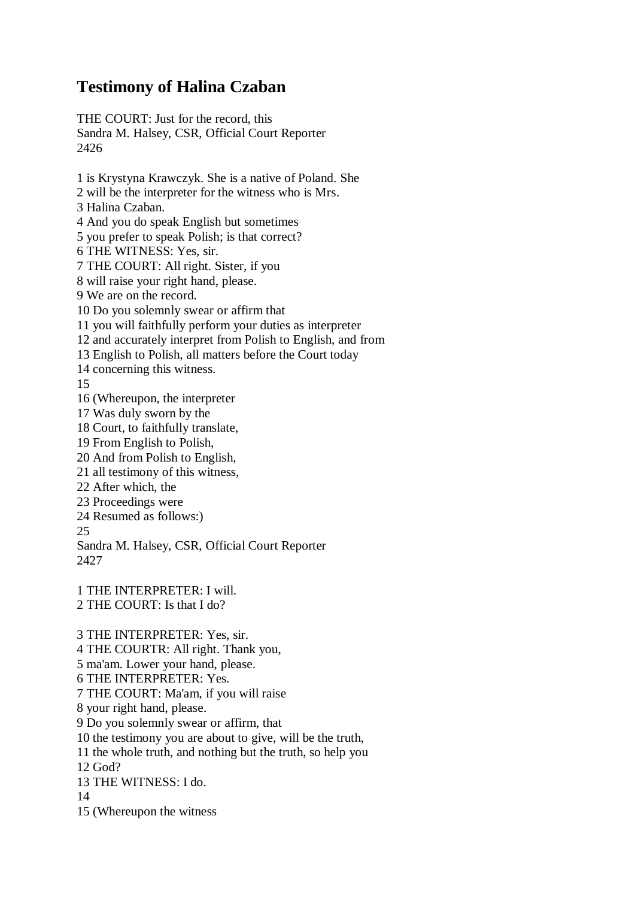# Testimony of Halina Czaban

THE COURT: Just for the record, this
Sandra M. Halsey, CSR, Official Court Reporter
2426

1 is Krystyna Krawczyk. She is a native of Poland. She
2 will be the interpreter for the witness who is Mrs.
3 Halina Czaban.
4 And you do speak English but sometimes
5 you prefer to speak Polish; is that correct?
6 THE WITNESS: Yes, sir.
7 THE COURT: All right. Sister, if you
8 will raise your right hand, please.
9 We are on the record.
10 Do you solemnly swear or affirm that
11 you will faithfully perform your duties as interpreter
12 and accurately interpret from Polish to English, and from
13 English to Polish, all matters before the Court today
14 concerning this witness.
15
16 (Whereupon, the interpreter
17 Was duly sworn by the
18 Court, to faithfully translate,
19 From English to Polish,
20 And from Polish to English,
21 all testimony of this witness,
22 After which, the
23 Proceedings were
24 Resumed as follows:)
25
Sandra M. Halsey, CSR, Official Court Reporter
2427

1 THE INTERPRETER: I will.
2 THE COURT: Is that I do?

3 THE INTERPRETER: Yes, sir.
4 THE COURTR: All right. Thank you,
5 ma'am. Lower your hand, please.
6 THE INTERPRETER: Yes.
7 THE COURT: Ma'am, if you will raise
8 your right hand, please.
9 Do you solemnly swear or affirm, that
10 the testimony you are about to give, will be the truth,
11 the whole truth, and nothing but the truth, so help you
12 God?
13 THE WITNESS: I do.
14
15 (Whereupon the witness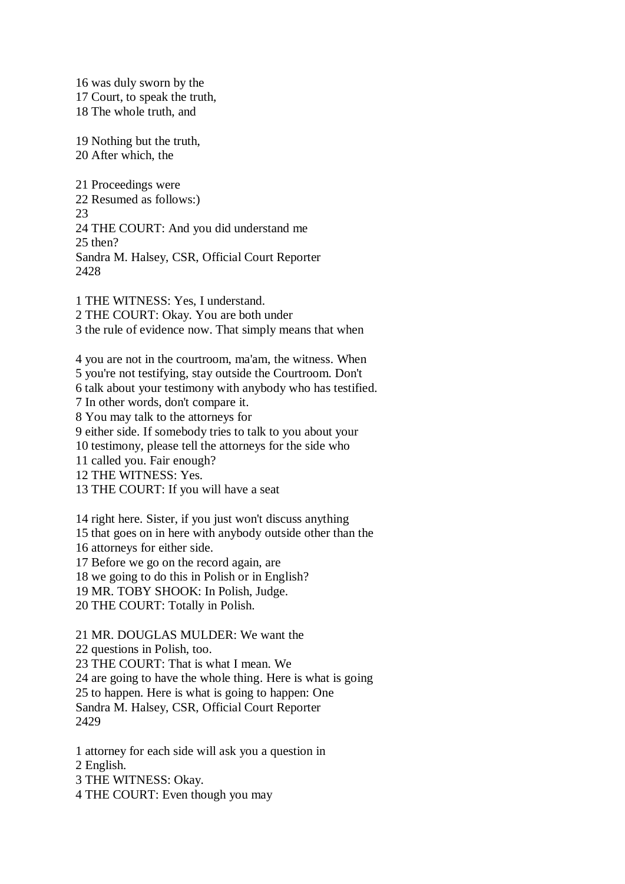16 was duly sworn by the
17 Court, to speak the truth,
18 The whole truth, and

19 Nothing but the truth,
20 After which, the

21 Proceedings were
22 Resumed as follows:)
23
24 THE COURT: And you did understand me
25 then?
Sandra M. Halsey, CSR, Official Court Reporter
2428

1 THE WITNESS: Yes, I understand.
2 THE COURT: Okay. You are both under
3 the rule of evidence now. That simply means that when

4 you are not in the courtroom, ma'am, the witness. When
5 you're not testifying, stay outside the Courtroom. Don't
6 talk about your testimony with anybody who has testified.
7 In other words, don't compare it.
8 You may talk to the attorneys for
9 either side. If somebody tries to talk to you about your
10 testimony, please tell the attorneys for the side who
11 called you. Fair enough?
12 THE WITNESS: Yes.
13 THE COURT: If you will have a seat

14 right here. Sister, if you just won't discuss anything
15 that goes on in here with anybody outside other than the
16 attorneys for either side.
17 Before we go on the record again, are
18 we going to do this in Polish or in English?
19 MR. TOBY SHOOK: In Polish, Judge.
20 THE COURT: Totally in Polish.

21 MR. DOUGLAS MULDER: We want the
22 questions in Polish, too.
23 THE COURT: That is what I mean. We
24 are going to have the whole thing. Here is what is going
25 to happen. Here is what is going to happen: One
Sandra M. Halsey, CSR, Official Court Reporter
2429

1 attorney for each side will ask you a question in
2 English.
3 THE WITNESS: Okay.
4 THE COURT: Even though you may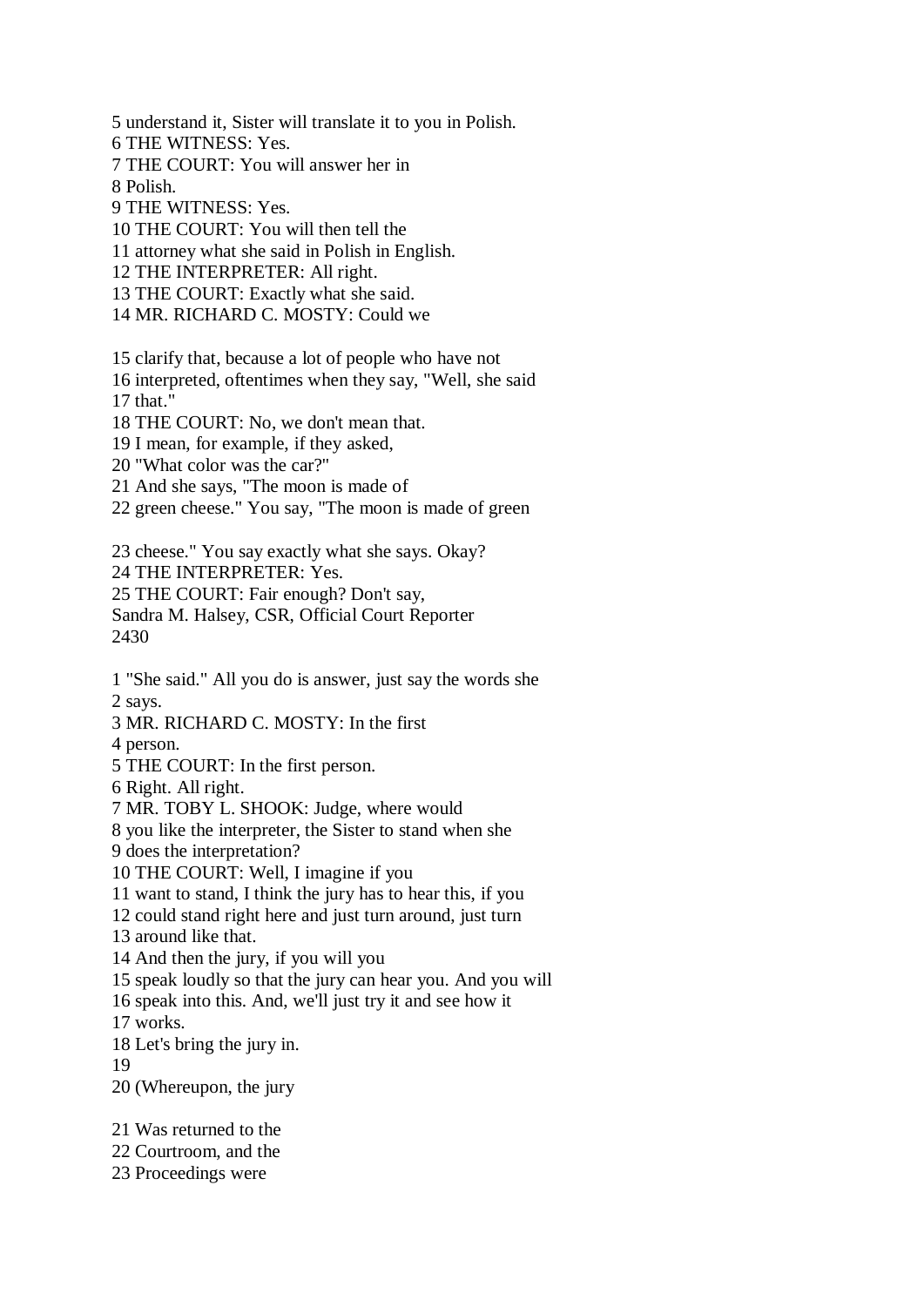5 understand it, Sister will translate it to you in Polish.
6 THE WITNESS: Yes.
7 THE COURT: You will answer her in
8 Polish.
9 THE WITNESS: Yes.
10 THE COURT: You will then tell the
11 attorney what she said in Polish in English.
12 THE INTERPRETER: All right.
13 THE COURT: Exactly what she said.
14 MR. RICHARD C. MOSTY: Could we

15 clarify that, because a lot of people who have not
16 interpreted, oftentimes when they say, "Well, she said
17 that."
18 THE COURT: No, we don't mean that.
19 I mean, for example, if they asked,
20 "What color was the car?"
21 And she says, "The moon is made of
22 green cheese." You say, "The moon is made of green

23 cheese." You say exactly what she says. Okay?
24 THE INTERPRETER: Yes.
25 THE COURT: Fair enough? Don't say,
Sandra M. Halsey, CSR, Official Court Reporter
2430

1 "She said." All you do is answer, just say the words she
2 says.
3 MR. RICHARD C. MOSTY: In the first
4 person.
5 THE COURT: In the first person.
6 Right. All right.
7 MR. TOBY L. SHOOK: Judge, where would
8 you like the interpreter, the Sister to stand when she
9 does the interpretation?
10 THE COURT: Well, I imagine if you
11 want to stand, I think the jury has to hear this, if you
12 could stand right here and just turn around, just turn
13 around like that.
14 And then the jury, if you will you
15 speak loudly so that the jury can hear you. And you will
16 speak into this. And, we'll just try it and see how it
17 works.
18 Let's bring the jury in.
19
20 (Whereupon, the jury

21 Was returned to the
22 Courtroom, and the
23 Proceedings were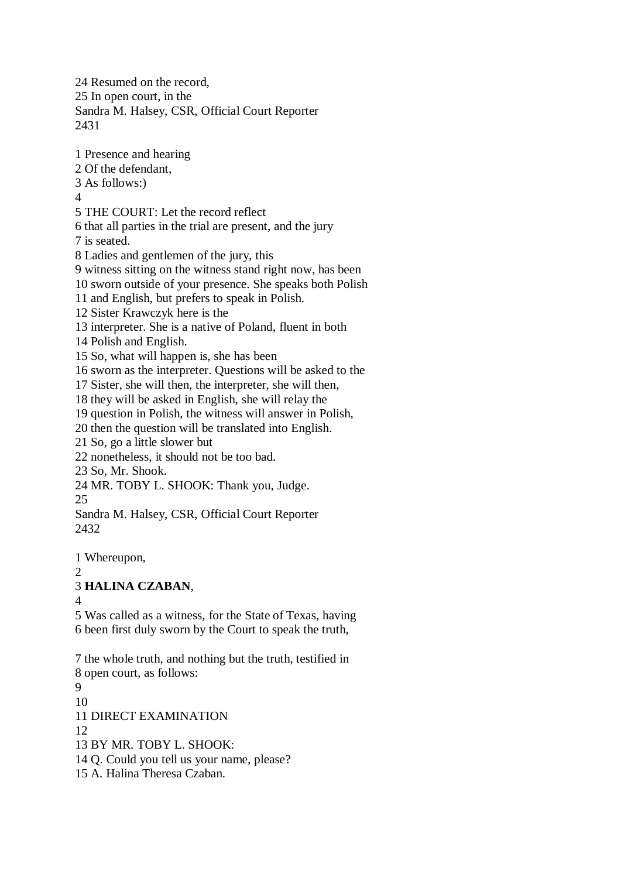24 Resumed on the record,
25 In open court, in the

1 Presence and hearing
2 Of the defendant,
3 As follows:)
4
5 THE COURT: Let the record reflect
6 that all parties in the trial are present, and the jury
7 is seated.
8 Ladies and gentlemen of the jury, this
9 witness sitting on the witness stand right now, has been
10 sworn outside of your presence. She speaks both Polish
11 and English, but prefers to speak in Polish.
12 Sister Krawczyk here is the
13 interpreter. She is a native of Poland, fluent in both
14 Polish and English.
15 So, what will happen is, she has been
16 sworn as the interpreter. Questions will be asked to the
17 Sister, she will then, the interpreter, she will then,
18 they will be asked in English, she will relay the
19 question in Polish, the witness will answer in Polish,
20 then the question will be translated into English.
21 So, go a little slower but
22 nonetheless, it should not be too bad.
23 So, Mr. Shook.
24 MR. TOBY L. SHOOK: Thank you, Judge.
25

1 Whereupon,
2
3 **HALINA CZABAN**,
4
5 Was called as a witness, for the State of Texas, having
6 been first duly sworn by the Court to speak the truth,
7 the whole truth, and nothing but the truth, testified in
8 open court, as follows:
9
10
11 DIRECT EXAMINATION
12
13 BY MR. TOBY L. SHOOK:
14 Q. Could you tell us your name, please?
15 A. Halina Theresa Czaban.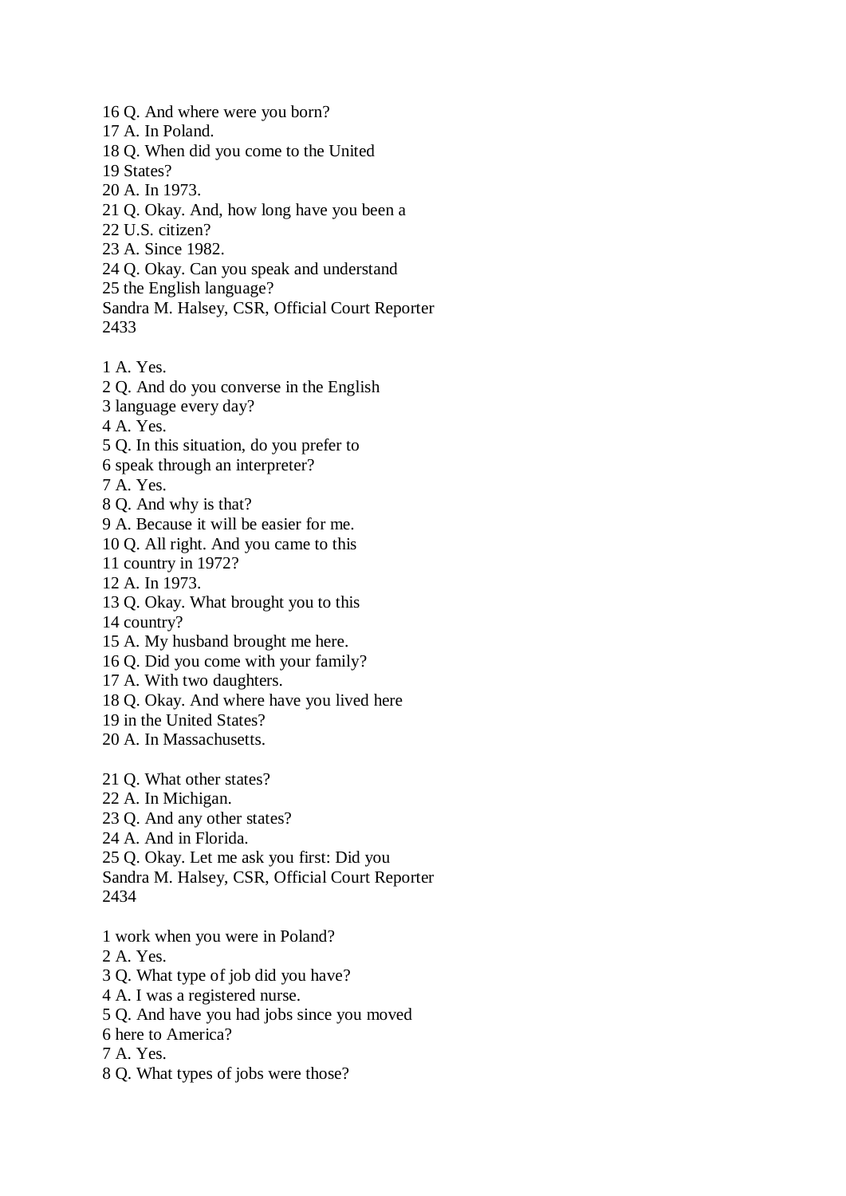16 Q. And where were you born?
17 A. In Poland.
18 Q. When did you come to the United
19 States?
20 A. In 1973.
21 Q. Okay. And, how long have you been a
22 U.S. citizen?
23 A. Since 1982.
24 Q. Okay. Can you speak and understand
25 the English language?

1 A. Yes.
2 Q. And do you converse in the English
3 language every day?
4 A. Yes.
5 Q. In this situation, do you prefer to
6 speak through an interpreter?
7 A. Yes.
8 Q. And why is that?
9 A. Because it will be easier for me.
10 Q. All right. And you came to this
11 country in 1972?
12 A. In 1973.
13 Q. Okay. What brought you to this
14 country?
15 A. My husband brought me here.
16 Q. Did you come with your family?
17 A. With two daughters.
18 Q. Okay. And where have you lived here
19 in the United States?
20 A. In Massachusetts.

21 Q. What other states?
22 A. In Michigan.
23 Q. And any other states?
24 A. And in Florida.
25 Q. Okay. Let me ask you first: Did you

1 work when you were in Poland?
2 A. Yes.
3 Q. What type of job did you have?
4 A. I was a registered nurse.
5 Q. And have you had jobs since you moved
6 here to America?
7 A. Yes.
8 Q. What types of jobs were those?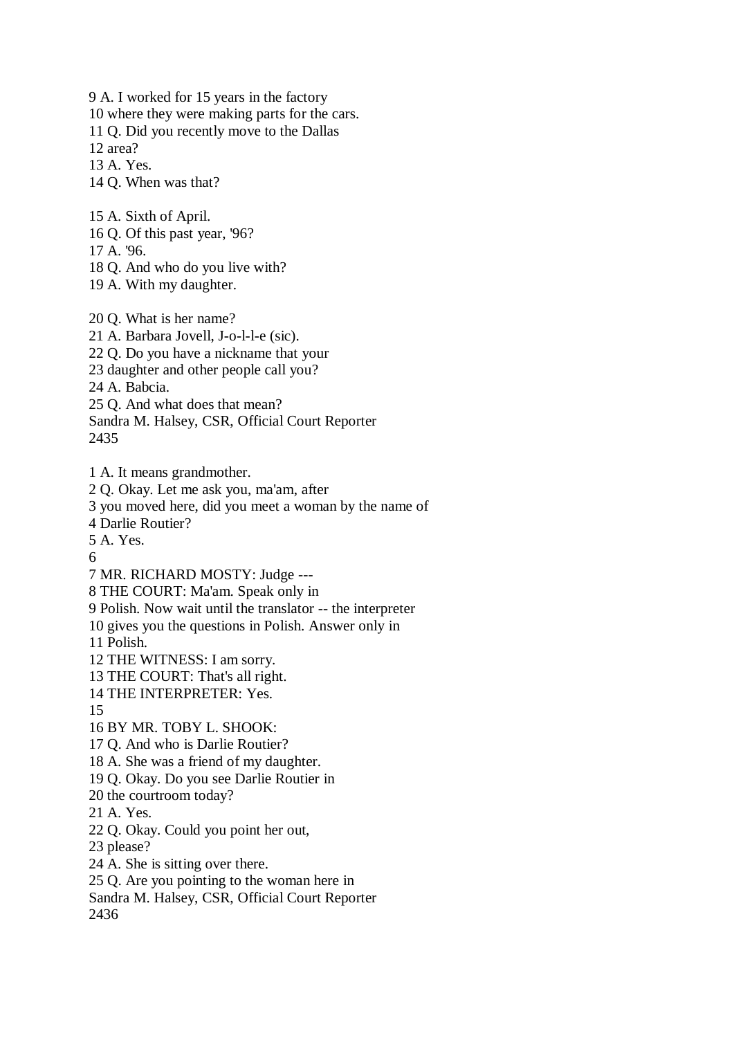9 A. I worked for 15 years in the factory
10 where they were making parts for the cars.
11 Q. Did you recently move to the Dallas
12 area?
13 A. Yes.
14 Q. When was that?

15 A. Sixth of April.
16 Q. Of this past year, '96?
17 A. '96.
18 Q. And who do you live with?
19 A. With my daughter.

20 Q. What is her name?
21 A. Barbara Jovell, J-o-l-l-e (sic).
22 Q. Do you have a nickname that your
23 daughter and other people call you?
24 A. Babcia.
25 Q. And what does that mean?
Sandra M. Halsey, CSR, Official Court Reporter

1 A. It means grandmother.
2 Q. Okay. Let me ask you, ma'am, after
3 you moved here, did you meet a woman by the name of
4 Darlie Routier?
5 A. Yes.
6
7 MR. RICHARD MOSTY: Judge ---
8 THE COURT: Ma'am. Speak only in
9 Polish. Now wait until the translator -- the interpreter
10 gives you the questions in Polish. Answer only in
11 Polish.
12 THE WITNESS: I am sorry.
13 THE COURT: That's all right.
14 THE INTERPRETER: Yes.
15
16 BY MR. TOBY L. SHOOK:
17 Q. And who is Darlie Routier?
18 A. She was a friend of my daughter.
19 Q. Okay. Do you see Darlie Routier in
20 the courtroom today?
21 A. Yes.
22 Q. Okay. Could you point her out,
23 please?
24 A. She is sitting over there.
25 Q. Are you pointing to the woman here in
Sandra M. Halsey, CSR, Official Court Reporter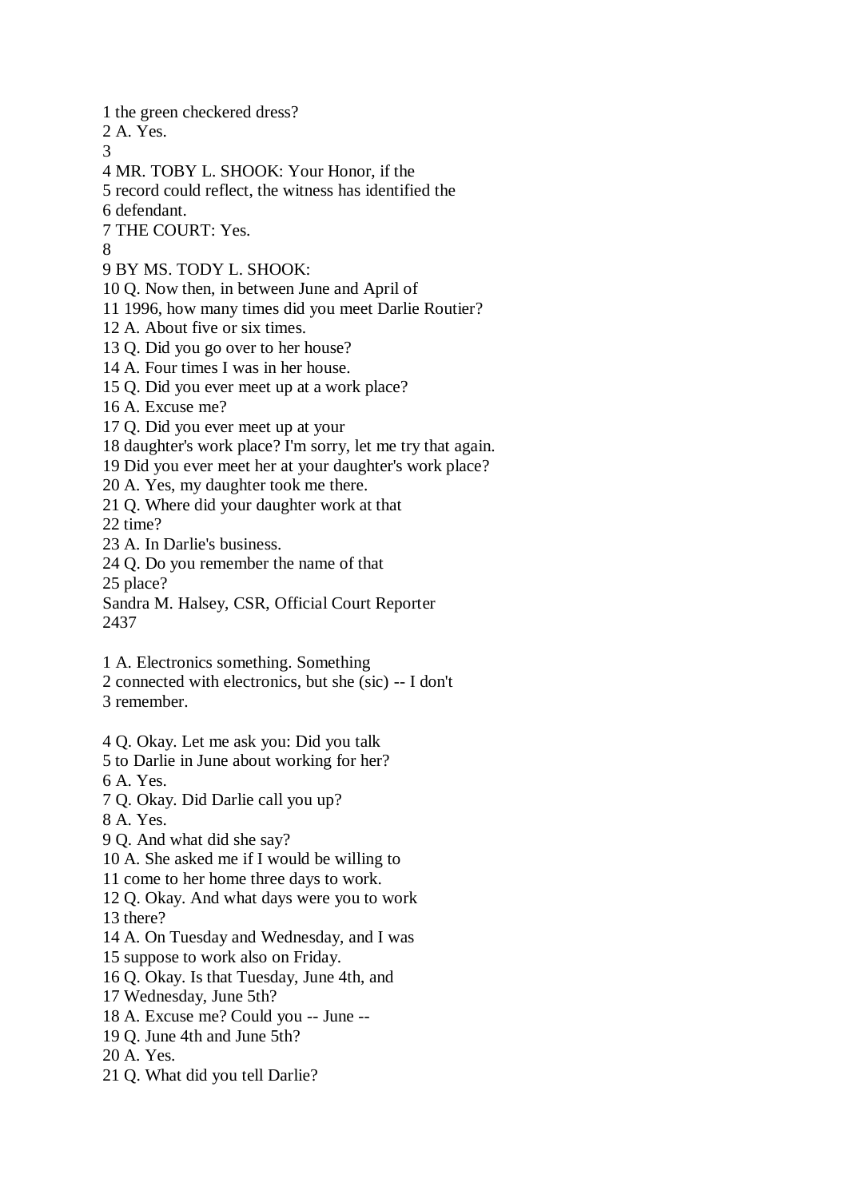1 the green checkered dress?
2 A. Yes.
3
4 MR. TOBY L. SHOOK: Your Honor, if the
5 record could reflect, the witness has identified the
6 defendant.
7 THE COURT: Yes.
8
9 BY MS. TODY L. SHOOK:
10 Q. Now then, in between June and April of
11 1996, how many times did you meet Darlie Routier?
12 A. About five or six times.
13 Q. Did you go over to her house?
14 A. Four times I was in her house.
15 Q. Did you ever meet up at a work place?
16 A. Excuse me?
17 Q. Did you ever meet up at your
18 daughter's work place? I'm sorry, let me try that again.
19 Did you ever meet her at your daughter's work place?
20 A. Yes, my daughter took me there.
21 Q. Where did your daughter work at that
22 time?
23 A. In Darlie's business.
24 Q. Do you remember the name of that
25 place?
Sandra M. Halsey, CSR, Official Court Reporter

1 A. Electronics something. Something
2 connected with electronics, but she (sic) -- I don't
3 remember.

4 Q. Okay. Let me ask you: Did you talk
5 to Darlie in June about working for her?
6 A. Yes.
7 Q. Okay. Did Darlie call you up?
8 A. Yes.
9 Q. And what did she say?
10 A. She asked me if I would be willing to
11 come to her home three days to work.
12 Q. Okay. And what days were you to work
13 there?
14 A. On Tuesday and Wednesday, and I was
15 suppose to work also on Friday.
16 Q. Okay. Is that Tuesday, June 4th, and
17 Wednesday, June 5th?
18 A. Excuse me? Could you -- June --
19 Q. June 4th and June 5th?
20 A. Yes.
21 Q. What did you tell Darlie?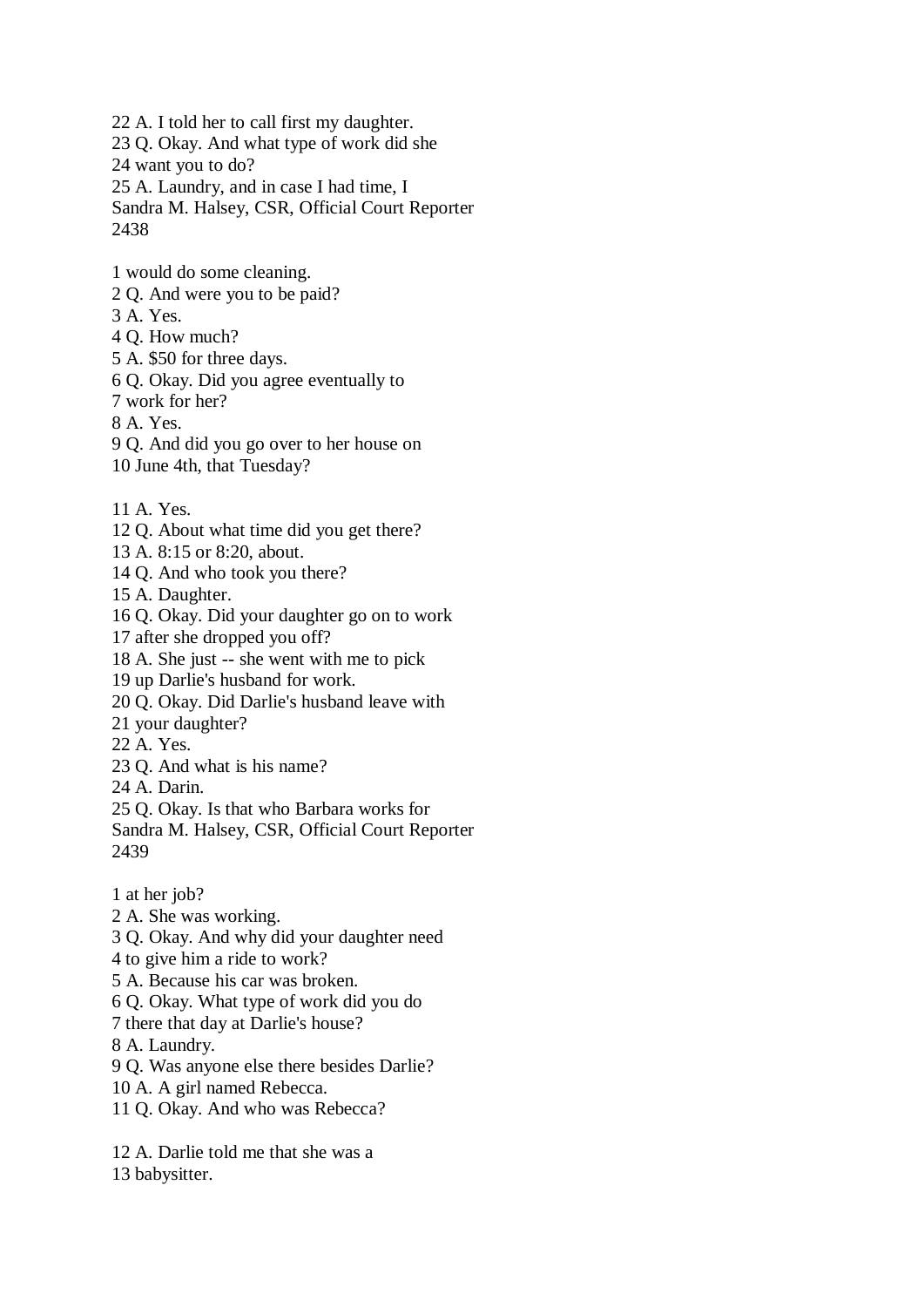22 A. I told her to call first my daughter.
23 Q. Okay. And what type of work did she
24 want you to do?
25 A. Laundry, and in case I had time, I

1 would do some cleaning.
2 Q. And were you to be paid?
3 A. Yes.
4 Q. How much?
5 A. $50 for three days.
6 Q. Okay. Did you agree eventually to
7 work for her?
8 A. Yes.
9 Q. And did you go over to her house on
10 June 4th, that Tuesday?

11 A. Yes.
12 Q. About what time did you get there?
13 A. 8:15 or 8:20, about.
14 Q. And who took you there?
15 A. Daughter.
16 Q. Okay. Did your daughter go on to work
17 after she dropped you off?
18 A. She just -- she went with me to pick
19 up Darlie's husband for work.
20 Q. Okay. Did Darlie's husband leave with
21 your daughter?
22 A. Yes.
23 Q. And what is his name?
24 A. Darin.
25 Q. Okay. Is that who Barbara works for

1 at her job?
2 A. She was working.
3 Q. Okay. And why did your daughter need
4 to give him a ride to work?
5 A. Because his car was broken.
6 Q. Okay. What type of work did you do
7 there that day at Darlie's house?
8 A. Laundry.
9 Q. Was anyone else there besides Darlie?
10 A. A girl named Rebecca.
11 Q. Okay. And who was Rebecca?

12 A. Darlie told me that she was a
13 babysitter.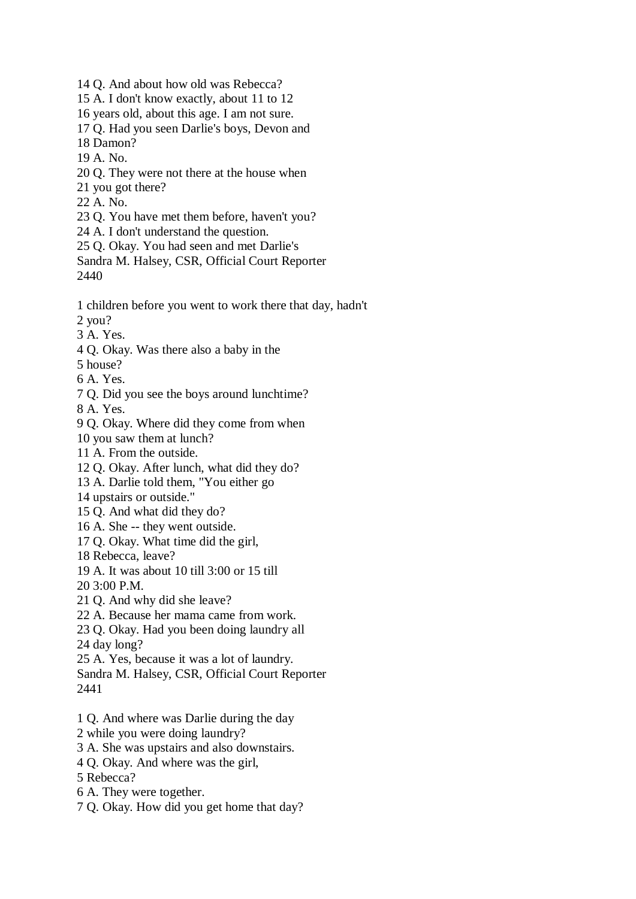14 Q. And about how old was Rebecca?
15 A. I don't know exactly, about 11 to 12
16 years old, about this age. I am not sure.
17 Q. Had you seen Darlie's boys, Devon and
18 Damon?
19 A. No.
20 Q. They were not there at the house when
21 you got there?
22 A. No.
23 Q. You have met them before, haven't you?
24 A. I don't understand the question.
25 Q. Okay. You had seen and met Darlie's

1 children before you went to work there that day, hadn't
2 you?
3 A. Yes.
4 Q. Okay. Was there also a baby in the
5 house?
6 A. Yes.
7 Q. Did you see the boys around lunchtime?
8 A. Yes.
9 Q. Okay. Where did they come from when
10 you saw them at lunch?
11 A. From the outside.
12 Q. Okay. After lunch, what did they do?
13 A. Darlie told them, "You either go
14 upstairs or outside."
15 Q. And what did they do?
16 A. She -- they went outside.
17 Q. Okay. What time did the girl,
18 Rebecca, leave?
19 A. It was about 10 till 3:00 or 15 till
20 3:00 P.M.
21 Q. And why did she leave?
22 A. Because her mama came from work.
23 Q. Okay. Had you been doing laundry all
24 day long?
25 A. Yes, because it was a lot of laundry.

1 Q. And where was Darlie during the day
2 while you were doing laundry?
3 A. She was upstairs and also downstairs.
4 Q. Okay. And where was the girl,
5 Rebecca?
6 A. They were together.
7 Q. Okay. How did you get home that day?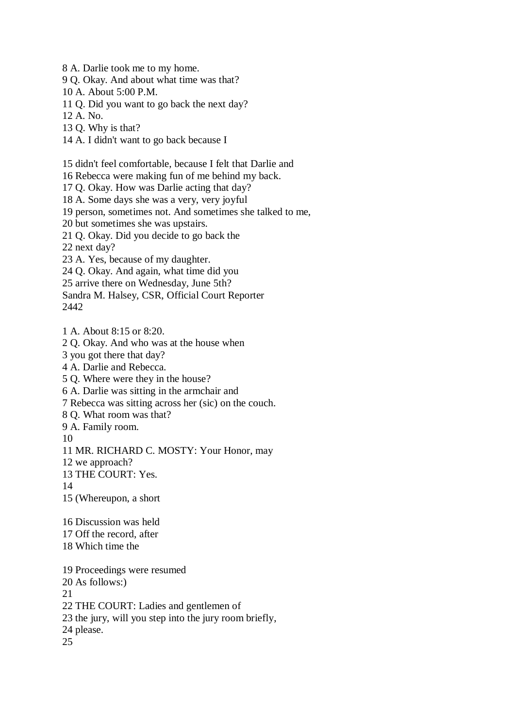8 A. Darlie took me to my home.
9 Q. Okay. And about what time was that?
10 A. About 5:00 P.M.
11 Q. Did you want to go back the next day?
12 A. No.
13 Q. Why is that?
14 A. I didn't want to go back because I

15 didn't feel comfortable, because I felt that Darlie and
16 Rebecca were making fun of me behind my back.
17 Q. Okay. How was Darlie acting that day?
18 A. Some days she was a very, very joyful
19 person, sometimes not. And sometimes she talked to me,
20 but sometimes she was upstairs.
21 Q. Okay. Did you decide to go back the
22 next day?
23 A. Yes, because of my daughter.
24 Q. Okay. And again, what time did you
25 arrive there on Wednesday, June 5th?
Sandra M. Halsey, CSR, Official Court Reporter
2442

1 A. About 8:15 or 8:20.
2 Q. Okay. And who was at the house when
3 you got there that day?
4 A. Darlie and Rebecca.
5 Q. Where were they in the house?
6 A. Darlie was sitting in the armchair and
7 Rebecca was sitting across her (sic) on the couch.
8 Q. What room was that?
9 A. Family room.
10
11 MR. RICHARD C. MOSTY: Your Honor, may
12 we approach?
13 THE COURT: Yes.
14
15 (Whereupon, a short

16 Discussion was held
17 Off the record, after
18 Which time the

19 Proceedings were resumed
20 As follows:)
21
22 THE COURT: Ladies and gentlemen of
23 the jury, will you step into the jury room briefly,
24 please.
25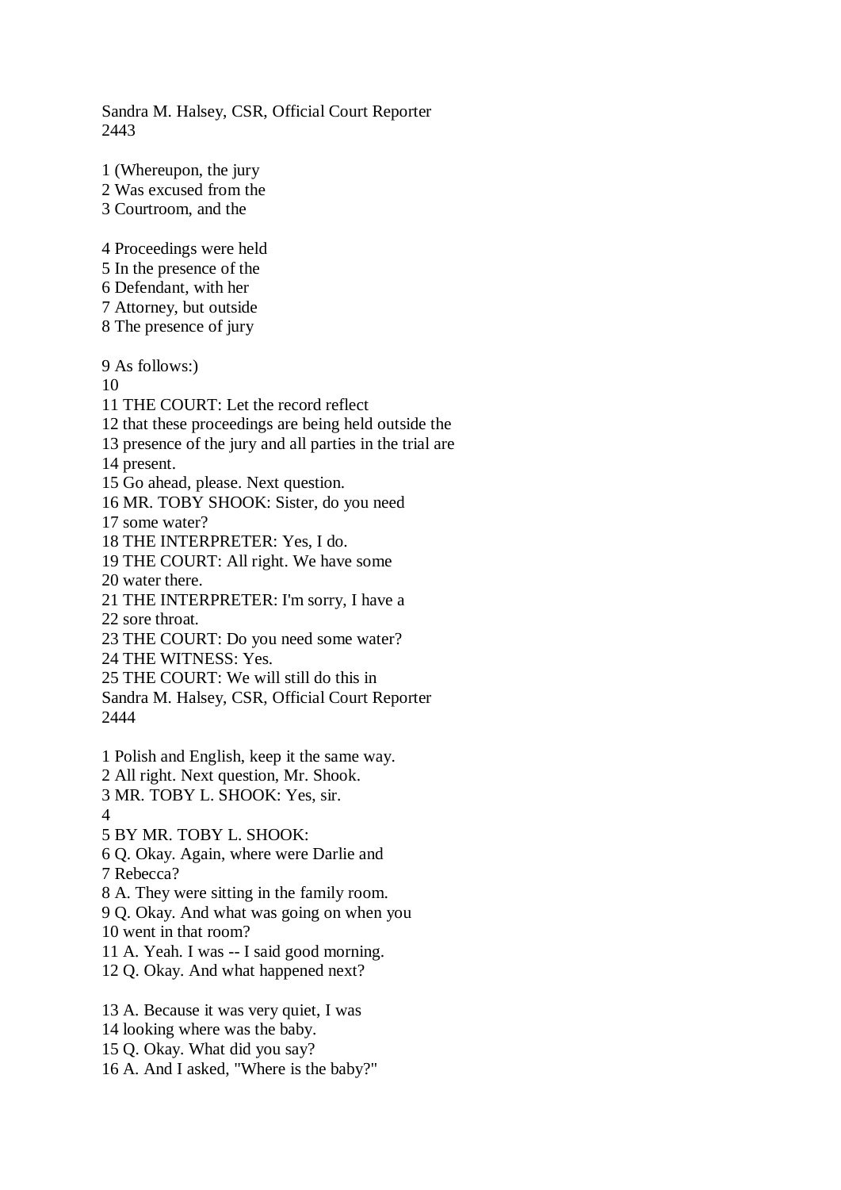1 (Whereupon, the jury
2 Was excused from the
3 Courtroom, and the

4 Proceedings were held
5 In the presence of the
6 Defendant, with her
7 Attorney, but outside
8 The presence of jury

9 As follows:)
10
11 THE COURT: Let the record reflect
12 that these proceedings are being held outside the
13 presence of the jury and all parties in the trial are
14 present.
15 Go ahead, please. Next question.
16 MR. TOBY SHOOK: Sister, do you need
17 some water?
18 THE INTERPRETER: Yes, I do.
19 THE COURT: All right. We have some
20 water there.
21 THE INTERPRETER: I'm sorry, I have a
22 sore throat.
23 THE COURT: Do you need some water?
24 THE WITNESS: Yes.
25 THE COURT: We will still do this in

1 Polish and English, keep it the same way.
2 All right. Next question, Mr. Shook.
3 MR. TOBY L. SHOOK: Yes, sir.
4
5 BY MR. TOBY L. SHOOK:
6 Q. Okay. Again, where were Darlie and
7 Rebecca?
8 A. They were sitting in the family room.
9 Q. Okay. And what was going on when you
10 went in that room?
11 A. Yeah. I was -- I said good morning.
12 Q. Okay. And what happened next?

13 A. Because it was very quiet, I was
14 looking where was the baby.
15 Q. Okay. What did you say?
16 A. And I asked, "Where is the baby?"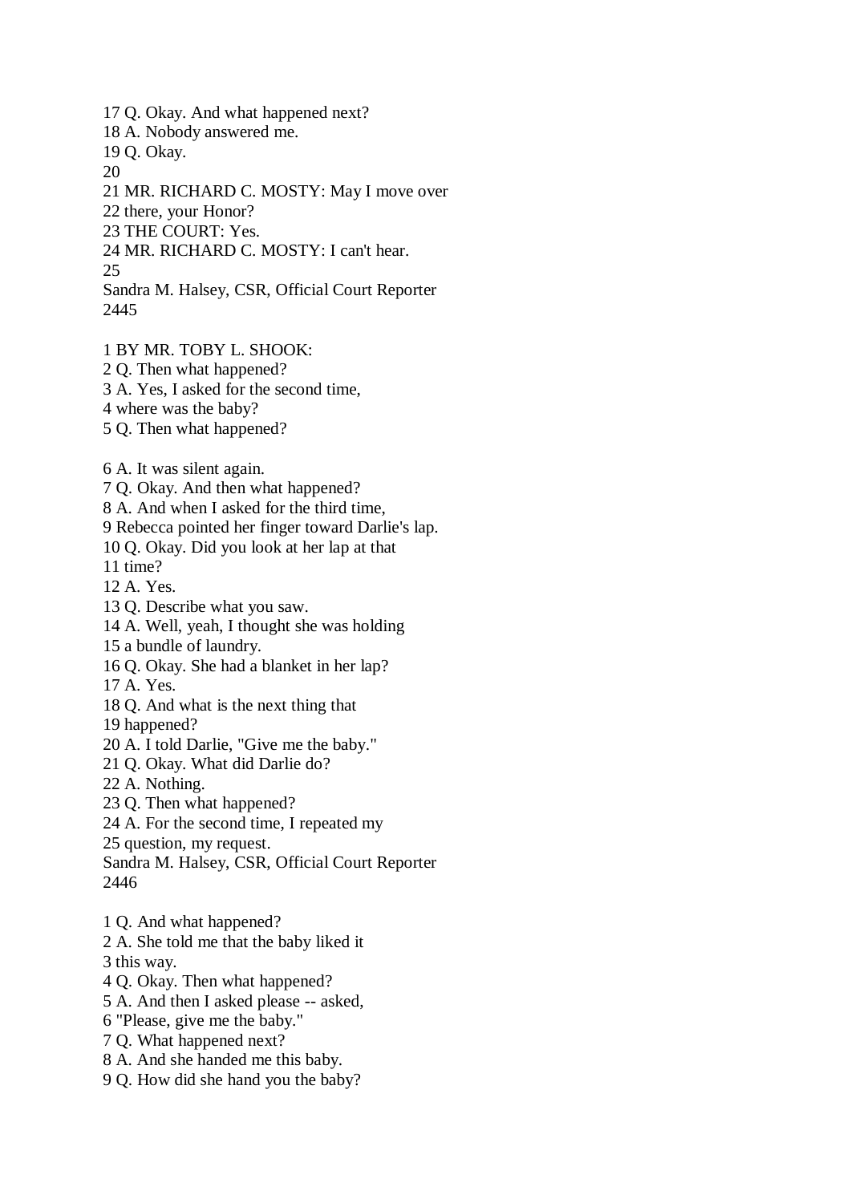17 Q. Okay. And what happened next?
18 A. Nobody answered me.
19 Q. Okay.
20
21 MR. RICHARD C. MOSTY: May I move over
22 there, your Honor?
23 THE COURT: Yes.
24 MR. RICHARD C. MOSTY: I can't hear.
25
Sandra M. Halsey, CSR, Official Court Reporter
2445

1 BY MR. TOBY L. SHOOK:
2 Q. Then what happened?
3 A. Yes, I asked for the second time,
4 where was the baby?
5 Q. Then what happened?

6 A. It was silent again.
7 Q. Okay. And then what happened?
8 A. And when I asked for the third time,
9 Rebecca pointed her finger toward Darlie's lap.
10 Q. Okay. Did you look at her lap at that
11 time?
12 A. Yes.
13 Q. Describe what you saw.
14 A. Well, yeah, I thought she was holding
15 a bundle of laundry.
16 Q. Okay. She had a blanket in her lap?
17 A. Yes.
18 Q. And what is the next thing that
19 happened?
20 A. I told Darlie, "Give me the baby."
21 Q. Okay. What did Darlie do?
22 A. Nothing.
23 Q. Then what happened?
24 A. For the second time, I repeated my
25 question, my request.
Sandra M. Halsey, CSR, Official Court Reporter
2446

1 Q. And what happened?
2 A. She told me that the baby liked it
3 this way.
4 Q. Okay. Then what happened?
5 A. And then I asked please -- asked,
6 "Please, give me the baby."
7 Q. What happened next?
8 A. And she handed me this baby.
9 Q. How did she hand you the baby?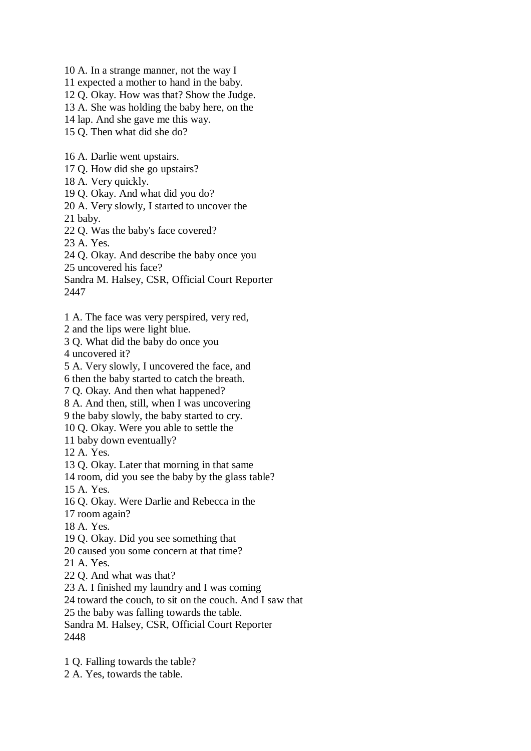10 A. In a strange manner, not the way I
11 expected a mother to hand in the baby.
12 Q. Okay. How was that? Show the Judge.
13 A. She was holding the baby here, on the
14 lap. And she gave me this way.
15 Q. Then what did she do?

16 A. Darlie went upstairs.
17 Q. How did she go upstairs?
18 A. Very quickly.
19 Q. Okay. And what did you do?
20 A. Very slowly, I started to uncover the
21 baby.
22 Q. Was the baby's face covered?
23 A. Yes.
24 Q. Okay. And describe the baby once you
25 uncovered his face?
Sandra M. Halsey, CSR, Official Court Reporter
2447

1 A. The face was very perspired, very red,
2 and the lips were light blue.
3 Q. What did the baby do once you
4 uncovered it?
5 A. Very slowly, I uncovered the face, and
6 then the baby started to catch the breath.
7 Q. Okay. And then what happened?
8 A. And then, still, when I was uncovering
9 the baby slowly, the baby started to cry.
10 Q. Okay. Were you able to settle the
11 baby down eventually?
12 A. Yes.
13 Q. Okay. Later that morning in that same
14 room, did you see the baby by the glass table?
15 A. Yes.
16 Q. Okay. Were Darlie and Rebecca in the
17 room again?
18 A. Yes.
19 Q. Okay. Did you see something that
20 caused you some concern at that time?
21 A. Yes.
22 Q. And what was that?
23 A. I finished my laundry and I was coming
24 toward the couch, to sit on the couch. And I saw that
25 the baby was falling towards the table.
Sandra M. Halsey, CSR, Official Court Reporter
2448

1 Q. Falling towards the table?
2 A. Yes, towards the table.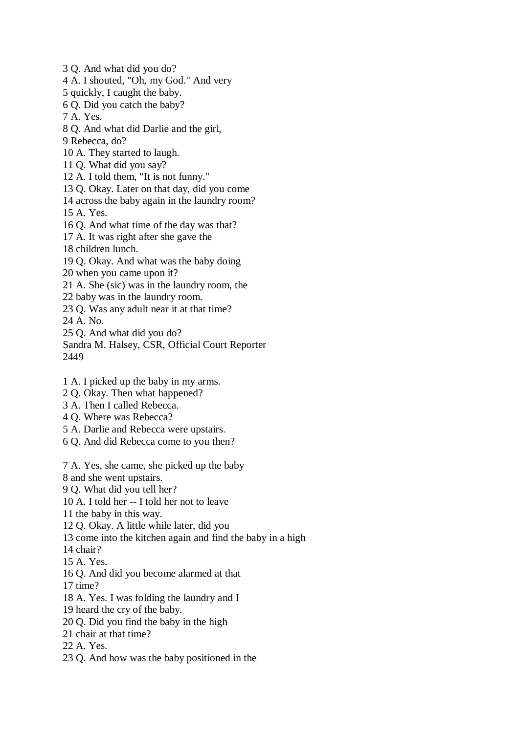3 Q. And what did you do?
4 A. I shouted, "Oh, my God." And very
5 quickly, I caught the baby.
6 Q. Did you catch the baby?
7 A. Yes.
8 Q. And what did Darlie and the girl,
9 Rebecca, do?
10 A. They started to laugh.
11 Q. What did you say?
12 A. I told them, "It is not funny."
13 Q. Okay. Later on that day, did you come
14 across the baby again in the laundry room?
15 A. Yes.
16 Q. And what time of the day was that?
17 A. It was right after she gave the
18 children lunch.
19 Q. Okay. And what was the baby doing
20 when you came upon it?
21 A. She (sic) was in the laundry room, the
22 baby was in the laundry room.
23 Q. Was any adult near it at that time?
24 A. No.
25 Q. And what did you do?
Sandra M. Halsey, CSR, Official Court Reporter
2449

1 A. I picked up the baby in my arms.
2 Q. Okay. Then what happened?
3 A. Then I called Rebecca.
4 Q. Where was Rebecca?
5 A. Darlie and Rebecca were upstairs.
6 Q. And did Rebecca come to you then?

7 A. Yes, she came, she picked up the baby
8 and she went upstairs.
9 Q. What did you tell her?
10 A. I told her -- I told her not to leave
11 the baby in this way.
12 Q. Okay. A little while later, did you
13 come into the kitchen again and find the baby in a high
14 chair?
15 A. Yes.
16 Q. And did you become alarmed at that
17 time?
18 A. Yes. I was folding the laundry and I
19 heard the cry of the baby.
20 Q. Did you find the baby in the high
21 chair at that time?
22 A. Yes.
23 Q. And how was the baby positioned in the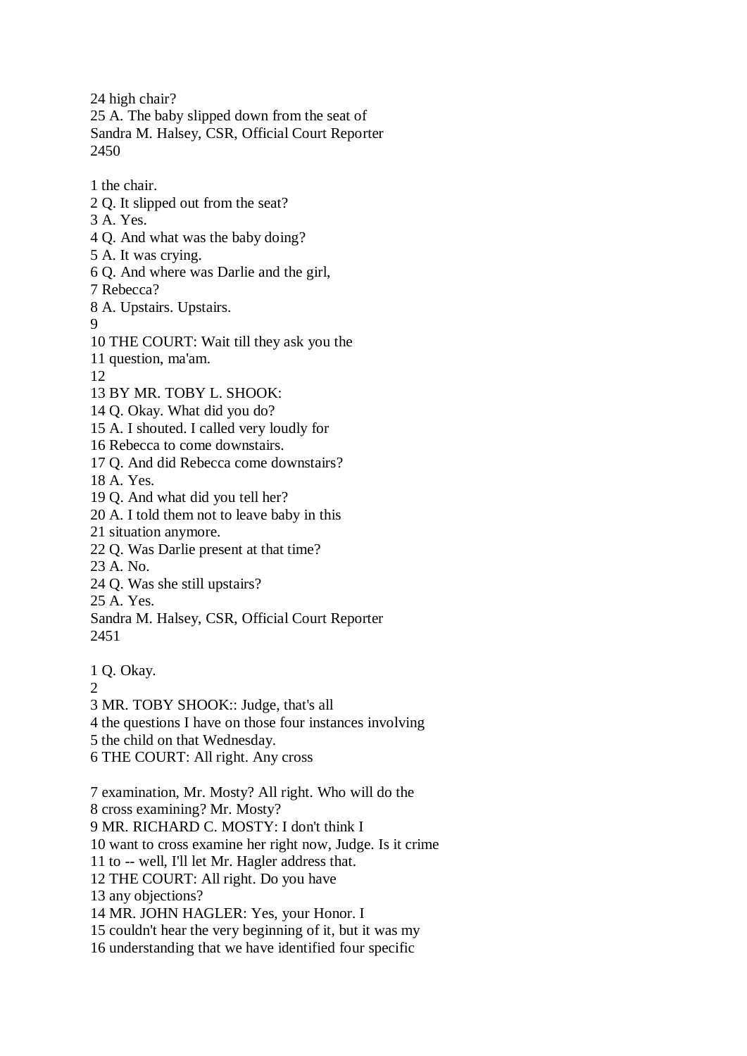24 high chair?
25 A. The baby slipped down from the seat of

1 the chair.
2 Q. It slipped out from the seat?
3 A. Yes.
4 Q. And what was the baby doing?
5 A. It was crying.
6 Q. And where was Darlie and the girl,
7 Rebecca?
8 A. Upstairs. Upstairs.
9
10 THE COURT: Wait till they ask you the
11 question, ma'am.
12
13 BY MR. TOBY L. SHOOK:
14 Q. Okay. What did you do?
15 A. I shouted. I called very loudly for
16 Rebecca to come downstairs.
17 Q. And did Rebecca come downstairs?
18 A. Yes.
19 Q. And what did you tell her?
20 A. I told them not to leave baby in this
21 situation anymore.
22 Q. Was Darlie present at that time?
23 A. No.
24 Q. Was she still upstairs?
25 A. Yes.

1 Q. Okay.
2
3 MR. TOBY SHOOK:: Judge, that's all
4 the questions I have on those four instances involving
5 the child on that Wednesday.
6 THE COURT: All right. Any cross

7 examination, Mr. Mosty? All right. Who will do the
8 cross examining? Mr. Mosty?
9 MR. RICHARD C. MOSTY: I don't think I
10 want to cross examine her right now, Judge. Is it crime
11 to -- well, I'll let Mr. Hagler address that.
12 THE COURT: All right. Do you have
13 any objections?
14 MR. JOHN HAGLER: Yes, your Honor. I
15 couldn't hear the very beginning of it, but it was my
16 understanding that we have identified four specific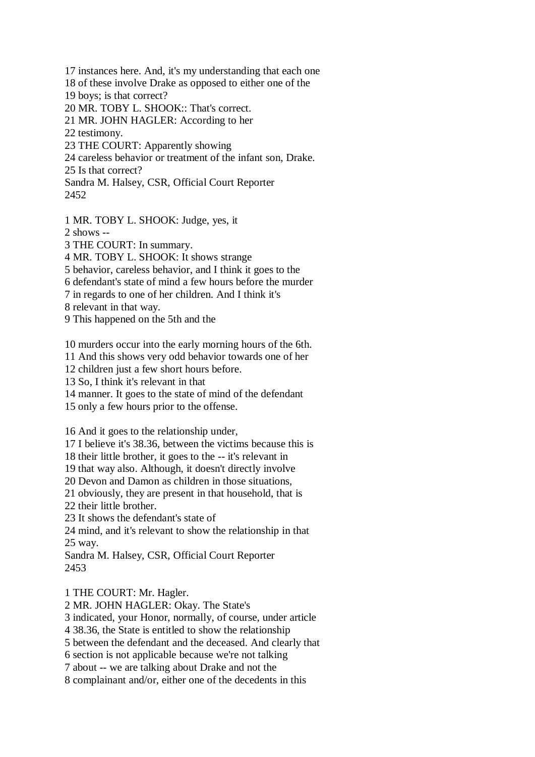17 instances here. And, it's my understanding that each one
18 of these involve Drake as opposed to either one of the
19 boys; is that correct?
20 MR. TOBY L. SHOOK:: That's correct.
21 MR. JOHN HAGLER: According to her
22 testimony.
23 THE COURT: Apparently showing
24 careless behavior or treatment of the infant son, Drake.
25 Is that correct?

1 MR. TOBY L. SHOOK: Judge, yes, it
2 shows --
3 THE COURT: In summary.
4 MR. TOBY L. SHOOK: It shows strange
5 behavior, careless behavior, and I think it goes to the
6 defendant's state of mind a few hours before the murder
7 in regards to one of her children. And I think it's
8 relevant in that way.
9 This happened on the 5th and the

10 murders occur into the early morning hours of the 6th.
11 And this shows very odd behavior towards one of her
12 children just a few short hours before.
13 So, I think it's relevant in that
14 manner. It goes to the state of mind of the defendant
15 only a few hours prior to the offense.

16 And it goes to the relationship under,
17 I believe it's 38.36, between the victims because this is
18 their little brother, it goes to the -- it's relevant in
19 that way also. Although, it doesn't directly involve
20 Devon and Damon as children in those situations,
21 obviously, they are present in that household, that is
22 their little brother.
23 It shows the defendant's state of
24 mind, and it's relevant to show the relationship in that
25 way.

1 THE COURT: Mr. Hagler.
2 MR. JOHN HAGLER: Okay. The State's
3 indicated, your Honor, normally, of course, under article
4 38.36, the State is entitled to show the relationship
5 between the defendant and the deceased. And clearly that
6 section is not applicable because we're not talking
7 about -- we are talking about Drake and not the
8 complainant and/or, either one of the decedents in this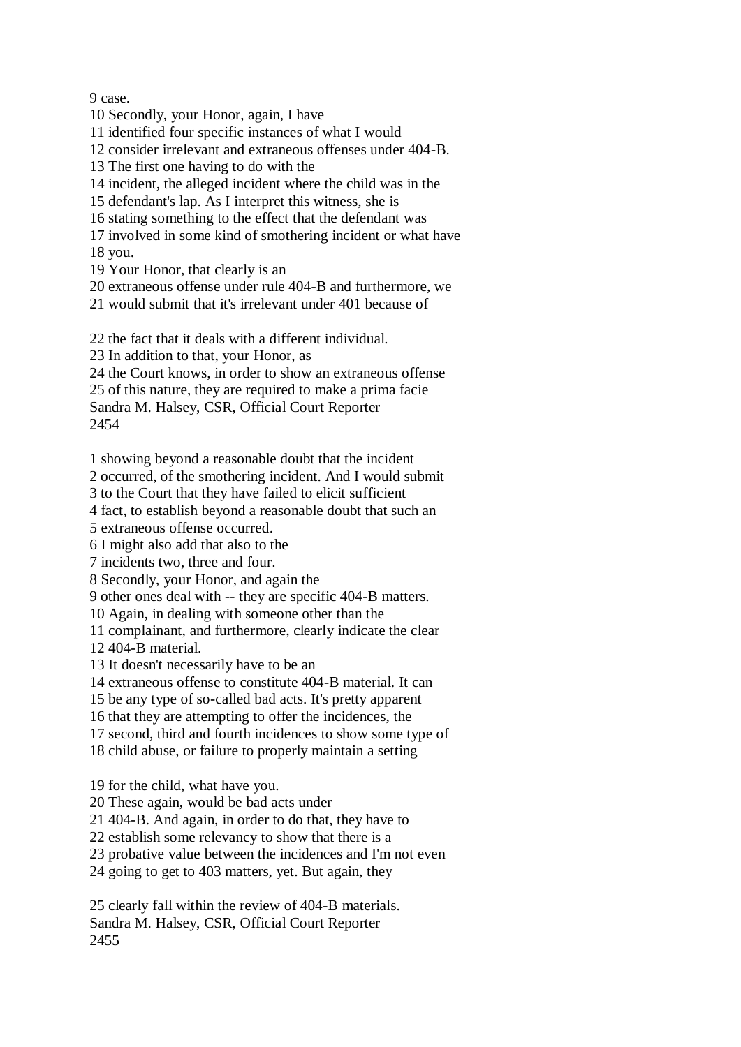9 case.
10 Secondly, your Honor, again, I have
11 identified four specific instances of what I would
12 consider irrelevant and extraneous offenses under 404-B.
13 The first one having to do with the
14 incident, the alleged incident where the child was in the
15 defendant's lap. As I interpret this witness, she is
16 stating something to the effect that the defendant was
17 involved in some kind of smothering incident or what have
18 you.
19 Your Honor, that clearly is an
20 extraneous offense under rule 404-B and furthermore, we
21 would submit that it's irrelevant under 401 because of

22 the fact that it deals with a different individual.
23 In addition to that, your Honor, as
24 the Court knows, in order to show an extraneous offense
25 of this nature, they are required to make a prima facie
Sandra M. Halsey, CSR, Official Court Reporter
2454

1 showing beyond a reasonable doubt that the incident
2 occurred, of the smothering incident. And I would submit
3 to the Court that they have failed to elicit sufficient
4 fact, to establish beyond a reasonable doubt that such an
5 extraneous offense occurred.
6 I might also add that also to the
7 incidents two, three and four.
8 Secondly, your Honor, and again the
9 other ones deal with -- they are specific 404-B matters.
10 Again, in dealing with someone other than the
11 complainant, and furthermore, clearly indicate the clear
12 404-B material.
13 It doesn't necessarily have to be an
14 extraneous offense to constitute 404-B material. It can
15 be any type of so-called bad acts. It's pretty apparent
16 that they are attempting to offer the incidences, the
17 second, third and fourth incidences to show some type of
18 child abuse, or failure to properly maintain a setting

19 for the child, what have you.
20 These again, would be bad acts under
21 404-B. And again, in order to do that, they have to
22 establish some relevancy to show that there is a
23 probative value between the incidences and I'm not even
24 going to get to 403 matters, yet. But again, they

25 clearly fall within the review of 404-B materials.
Sandra M. Halsey, CSR, Official Court Reporter
2455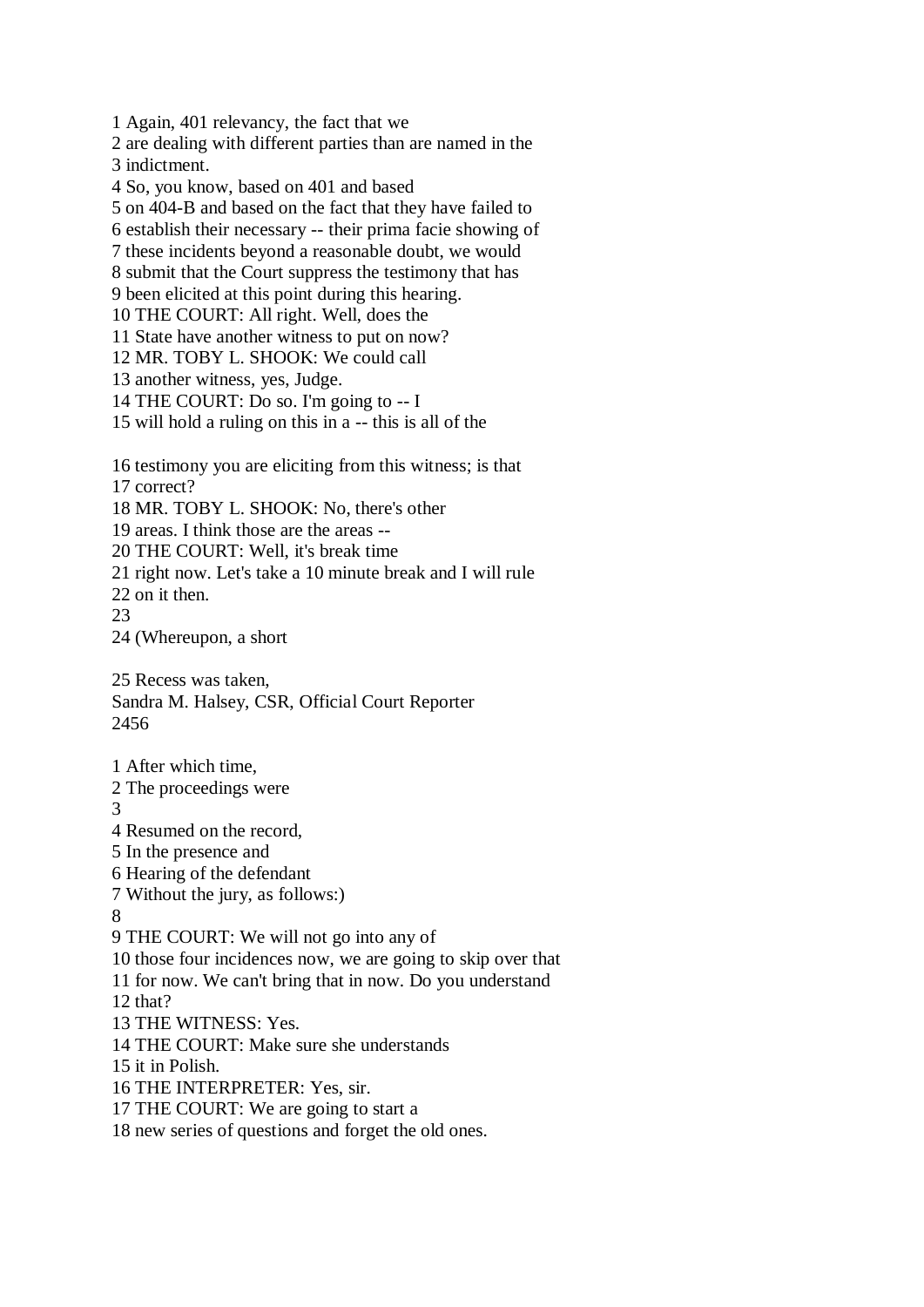1 Again, 401 relevancy, the fact that we
2 are dealing with different parties than are named in the
3 indictment.
4 So, you know, based on 401 and based
5 on 404-B and based on the fact that they have failed to
6 establish their necessary -- their prima facie showing of
7 these incidents beyond a reasonable doubt, we would
8 submit that the Court suppress the testimony that has
9 been elicited at this point during this hearing.
10 THE COURT: All right. Well, does the
11 State have another witness to put on now?
12 MR. TOBY L. SHOOK: We could call
13 another witness, yes, Judge.
14 THE COURT: Do so. I'm going to -- I
15 will hold a ruling on this in a -- this is all of the

16 testimony you are eliciting from this witness; is that
17 correct?
18 MR. TOBY L. SHOOK: No, there's other
19 areas. I think those are the areas --
20 THE COURT: Well, it's break time
21 right now. Let's take a 10 minute break and I will rule
22 on it then.
23
24 (Whereupon, a short

25 Recess was taken,
Sandra M. Halsey, CSR, Official Court Reporter

1 After which time,
2 The proceedings were
3
4 Resumed on the record,
5 In the presence and
6 Hearing of the defendant
7 Without the jury, as follows:)
8
9 THE COURT: We will not go into any of
10 those four incidences now, we are going to skip over that
11 for now. We can't bring that in now. Do you understand
12 that?
13 THE WITNESS: Yes.
14 THE COURT: Make sure she understands
15 it in Polish.
16 THE INTERPRETER: Yes, sir.
17 THE COURT: We are going to start a
18 new series of questions and forget the old ones.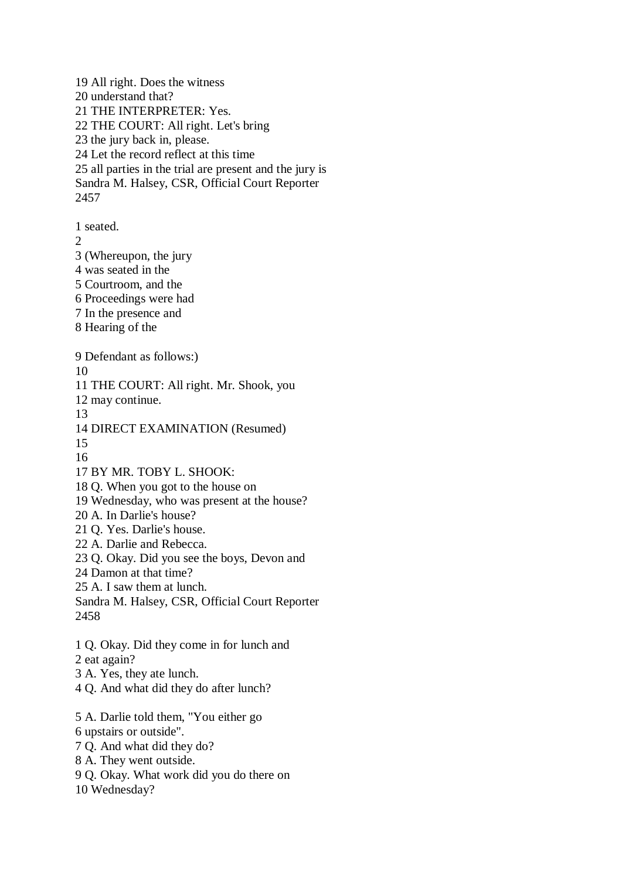19 All right. Does the witness
20 understand that?
21 THE INTERPRETER: Yes.
22 THE COURT: All right. Let's bring
23 the jury back in, please.
24 Let the record reflect at this time
25 all parties in the trial are present and the jury is

1 seated.
2
3 (Whereupon, the jury
4 was seated in the
5 Courtroom, and the
6 Proceedings were had
7 In the presence and
8 Hearing of the

9 Defendant as follows:)
10
11 THE COURT: All right. Mr. Shook, you
12 may continue.
13
14 DIRECT EXAMINATION (Resumed)
15
16
17 BY MR. TOBY L. SHOOK:
18 Q. When you got to the house on
19 Wednesday, who was present at the house?
20 A. In Darlie's house?
21 Q. Yes. Darlie's house.
22 A. Darlie and Rebecca.
23 Q. Okay. Did you see the boys, Devon and
24 Damon at that time?
25 A. I saw them at lunch.

1 Q. Okay. Did they come in for lunch and
2 eat again?
3 A. Yes, they ate lunch.
4 Q. And what did they do after lunch?

5 A. Darlie told them, "You either go
6 upstairs or outside".
7 Q. And what did they do?
8 A. They went outside.
9 Q. Okay. What work did you do there on
10 Wednesday?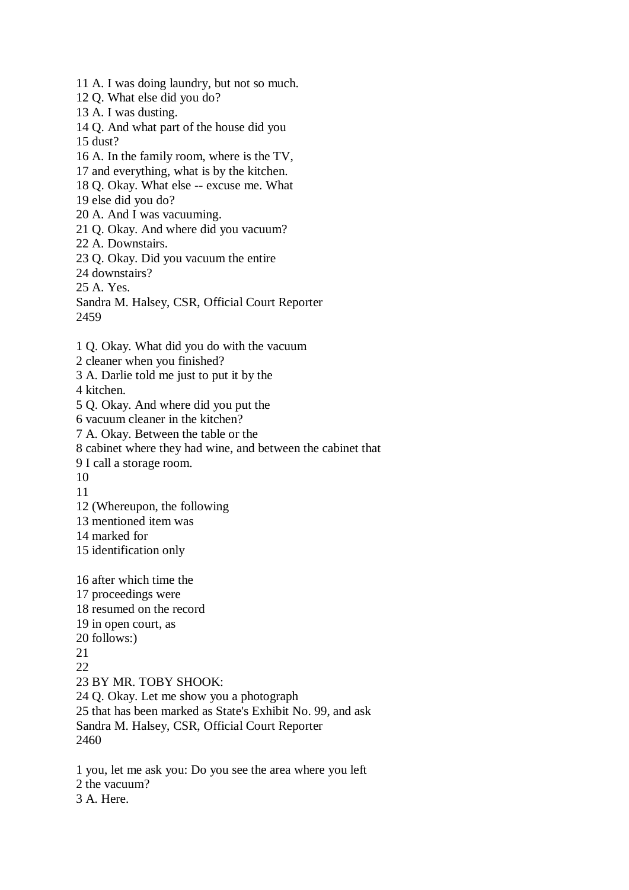11 A. I was doing laundry, but not so much.
12 Q. What else did you do?
13 A. I was dusting.
14 Q. And what part of the house did you
15 dust?
16 A. In the family room, where is the TV,
17 and everything, what is by the kitchen.
18 Q. Okay. What else -- excuse me. What
19 else did you do?
20 A. And I was vacuuming.
21 Q. Okay. And where did you vacuum?
22 A. Downstairs.
23 Q. Okay. Did you vacuum the entire
24 downstairs?
25 A. Yes.
Sandra M. Halsey, CSR, Official Court Reporter
2459

1 Q. Okay. What did you do with the vacuum
2 cleaner when you finished?
3 A. Darlie told me just to put it by the
4 kitchen.
5 Q. Okay. And where did you put the
6 vacuum cleaner in the kitchen?
7 A. Okay. Between the table or the
8 cabinet where they had wine, and between the cabinet that
9 I call a storage room.
10
11
12 (Whereupon, the following
13 mentioned item was
14 marked for
15 identification only

16 after which time the
17 proceedings were
18 resumed on the record
19 in open court, as
20 follows:)
21
22
23 BY MR. TOBY SHOOK:
24 Q. Okay. Let me show you a photograph
25 that has been marked as State's Exhibit No. 99, and ask
Sandra M. Halsey, CSR, Official Court Reporter
2460

1 you, let me ask you: Do you see the area where you left
2 the vacuum?
3 A. Here.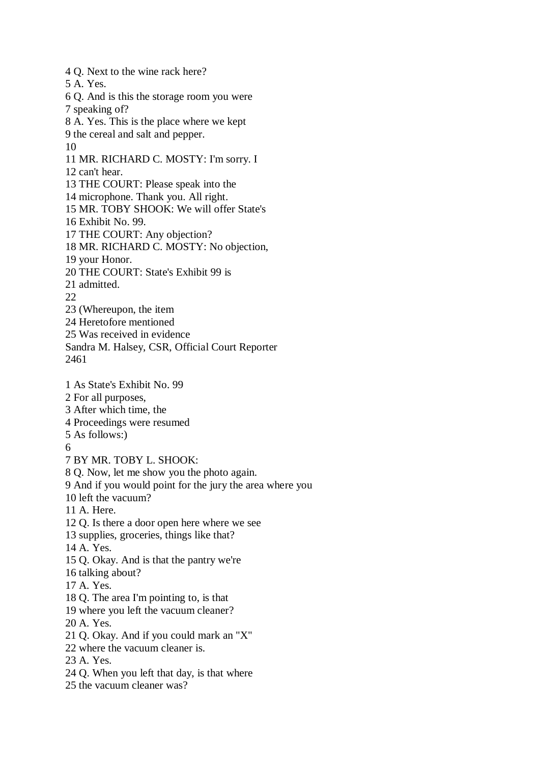4 Q. Next to the wine rack here?
5 A. Yes.
6 Q. And is this the storage room you were
7 speaking of?
8 A. Yes. This is the place where we kept
9 the cereal and salt and pepper.
10
11 MR. RICHARD C. MOSTY: I'm sorry. I
12 can't hear.
13 THE COURT: Please speak into the
14 microphone. Thank you. All right.
15 MR. TOBY SHOOK: We will offer State's
16 Exhibit No. 99.
17 THE COURT: Any objection?
18 MR. RICHARD C. MOSTY: No objection,
19 your Honor.
20 THE COURT: State's Exhibit 99 is
21 admitted.
22
23 (Whereupon, the item
24 Heretofore mentioned
25 Was received in evidence
Sandra M. Halsey, CSR, Official Court Reporter
2461

1 As State's Exhibit No. 99
2 For all purposes,
3 After which time, the
4 Proceedings were resumed
5 As follows:)
6
7 BY MR. TOBY L. SHOOK:
8 Q. Now, let me show you the photo again.
9 And if you would point for the jury the area where you
10 left the vacuum?
11 A. Here.
12 Q. Is there a door open here where we see
13 supplies, groceries, things like that?
14 A. Yes.
15 Q. Okay. And is that the pantry we're
16 talking about?
17 A. Yes.
18 Q. The area I'm pointing to, is that
19 where you left the vacuum cleaner?
20 A. Yes.
21 Q. Okay. And if you could mark an "X"
22 where the vacuum cleaner is.
23 A. Yes.
24 Q. When you left that day, is that where
25 the vacuum cleaner was?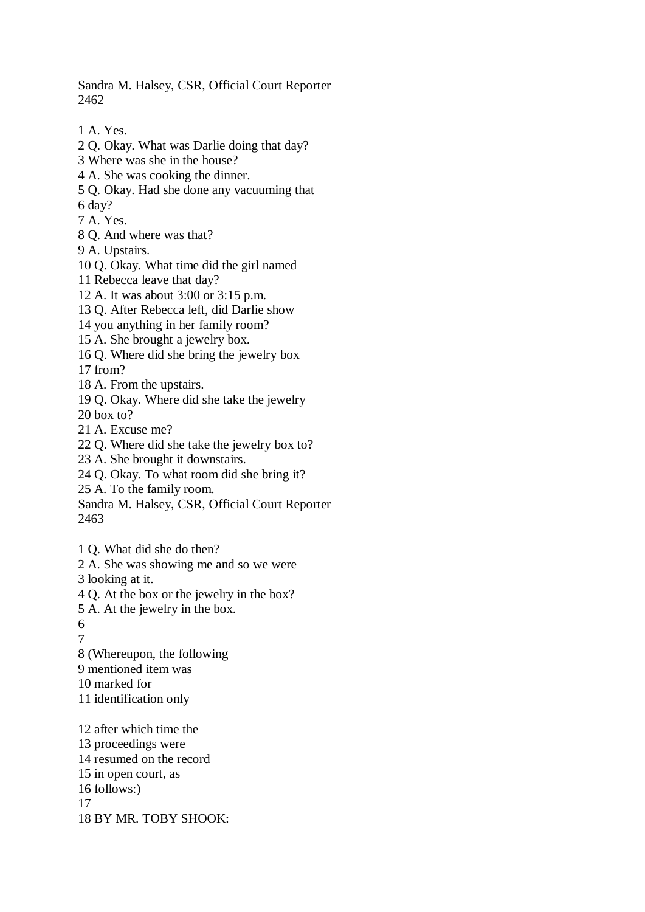1 A. Yes.
2 Q. Okay. What was Darlie doing that day?
3 Where was she in the house?
4 A. She was cooking the dinner.
5 Q. Okay. Had she done any vacuuming that
6 day?
7 A. Yes.
8 Q. And where was that?
9 A. Upstairs.
10 Q. Okay. What time did the girl named
11 Rebecca leave that day?
12 A. It was about 3:00 or 3:15 p.m.
13 Q. After Rebecca left, did Darlie show
14 you anything in her family room?
15 A. She brought a jewelry box.
16 Q. Where did she bring the jewelry box
17 from?
18 A. From the upstairs.
19 Q. Okay. Where did she take the jewelry
20 box to?
21 A. Excuse me?
22 Q. Where did she take the jewelry box to?
23 A. She brought it downstairs.
24 Q. Okay. To what room did she bring it?
25 A. To the family room.

1 Q. What did she do then?
2 A. She was showing me and so we were
3 looking at it.
4 Q. At the box or the jewelry in the box?
5 A. At the jewelry in the box.
6
7
8 (Whereupon, the following
9 mentioned item was
10 marked for
11 identification only

12 after which time the
13 proceedings were
14 resumed on the record
15 in open court, as
16 follows:)
17
18 BY MR. TOBY SHOOK: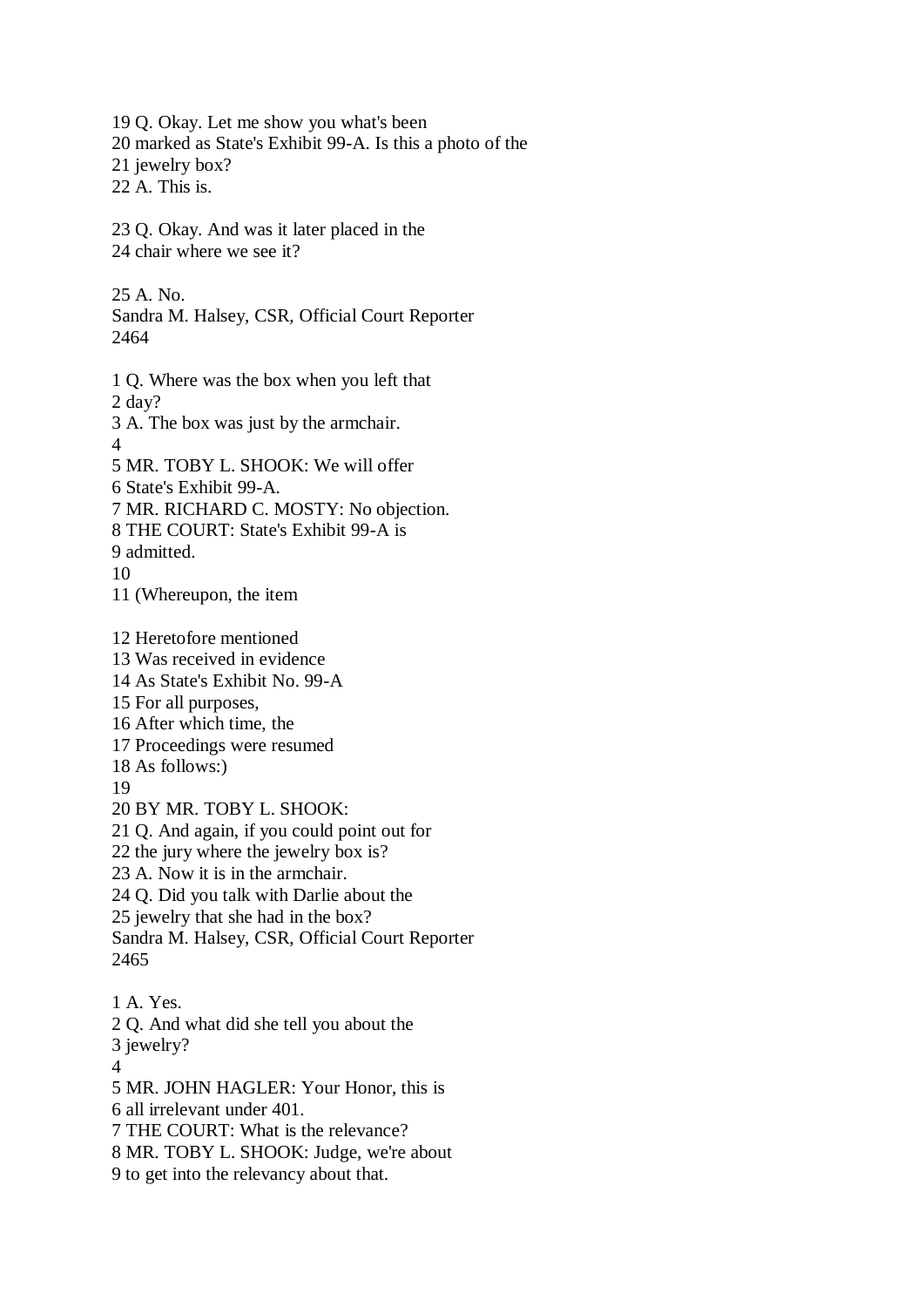19 Q. Okay. Let me show you what's been
20 marked as State's Exhibit 99-A. Is this a photo of the
21 jewelry box?
22 A. This is.

23 Q. Okay. And was it later placed in the
24 chair where we see it?

25 A. No.

1 Q. Where was the box when you left that
2 day?
3 A. The box was just by the armchair.
4
5 MR. TOBY L. SHOOK: We will offer
6 State's Exhibit 99-A.
7 MR. RICHARD C. MOSTY: No objection.
8 THE COURT: State's Exhibit 99-A is
9 admitted.
10
11 (Whereupon, the item

12 Heretofore mentioned
13 Was received in evidence
14 As State's Exhibit No. 99-A
15 For all purposes,
16 After which time, the
17 Proceedings were resumed
18 As follows:)
19
20 BY MR. TOBY L. SHOOK:
21 Q. And again, if you could point out for
22 the jury where the jewelry box is?
23 A. Now it is in the armchair.
24 Q. Did you talk with Darlie about the
25 jewelry that she had in the box?

1 A. Yes.
2 Q. And what did she tell you about the
3 jewelry?
4
5 MR. JOHN HAGLER: Your Honor, this is
6 all irrelevant under 401.
7 THE COURT: What is the relevance?
8 MR. TOBY L. SHOOK: Judge, we're about
9 to get into the relevancy about that.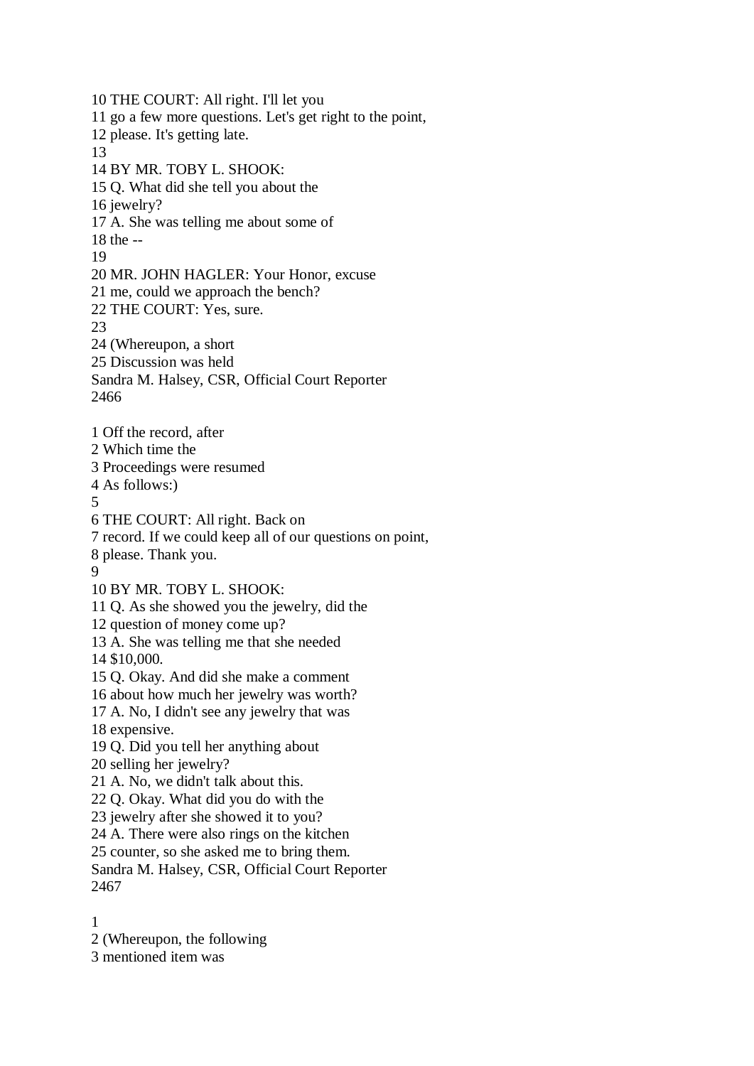10 THE COURT: All right. I'll let you
11 go a few more questions. Let's get right to the point,
12 please. It's getting late.
13
14 BY MR. TOBY L. SHOOK:
15 Q. What did she tell you about the
16 jewelry?
17 A. She was telling me about some of
18 the --
19
20 MR. JOHN HAGLER: Your Honor, excuse
21 me, could we approach the bench?
22 THE COURT: Yes, sure.
23
24 (Whereupon, a short
25 Discussion was held
Sandra M. Halsey, CSR, Official Court Reporter

1 Off the record, after
2 Which time the
3 Proceedings were resumed
4 As follows:)
5
6 THE COURT: All right. Back on
7 record. If we could keep all of our questions on point,
8 please. Thank you.
9
10 BY MR. TOBY L. SHOOK:
11 Q. As she showed you the jewelry, did the
12 question of money come up?
13 A. She was telling me that she needed
14 $10,000.
15 Q. Okay. And did she make a comment
16 about how much her jewelry was worth?
17 A. No, I didn't see any jewelry that was
18 expensive.
19 Q. Did you tell her anything about
20 selling her jewelry?
21 A. No, we didn't talk about this.
22 Q. Okay. What did you do with the
23 jewelry after she showed it to you?
24 A. There were also rings on the kitchen
25 counter, so she asked me to bring them.
Sandra M. Halsey, CSR, Official Court Reporter

1
2 (Whereupon, the following
3 mentioned item was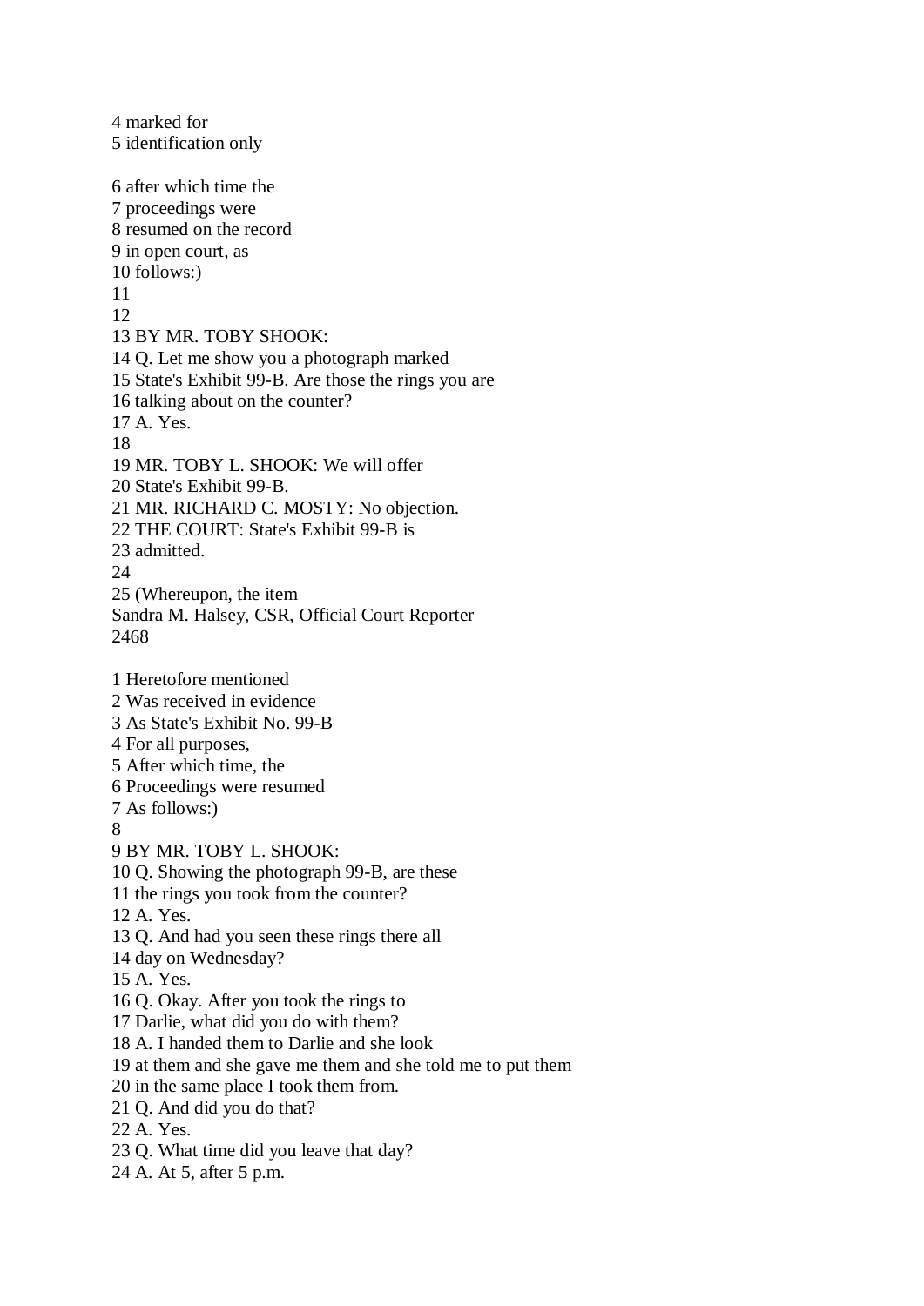4 marked for
5 identification only

6 after which time the
7 proceedings were
8 resumed on the record
9 in open court, as
10 follows:)
11
12
13 BY MR. TOBY SHOOK:
14 Q. Let me show you a photograph marked
15 State's Exhibit 99-B. Are those the rings you are
16 talking about on the counter?
17 A. Yes.
18
19 MR. TOBY L. SHOOK: We will offer
20 State's Exhibit 99-B.
21 MR. RICHARD C. MOSTY: No objection.
22 THE COURT: State's Exhibit 99-B is
23 admitted.
24
25 (Whereupon, the item
Sandra M. Halsey, CSR, Official Court Reporter

1 Heretofore mentioned
2 Was received in evidence
3 As State's Exhibit No. 99-B
4 For all purposes,
5 After which time, the
6 Proceedings were resumed
7 As follows:)
8
9 BY MR. TOBY L. SHOOK:
10 Q. Showing the photograph 99-B, are these
11 the rings you took from the counter?
12 A. Yes.
13 Q. And had you seen these rings there all
14 day on Wednesday?
15 A. Yes.
16 Q. Okay. After you took the rings to
17 Darlie, what did you do with them?
18 A. I handed them to Darlie and she look
19 at them and she gave me them and she told me to put them
20 in the same place I took them from.
21 Q. And did you do that?
22 A. Yes.
23 Q. What time did you leave that day?
24 A. At 5, after 5 p.m.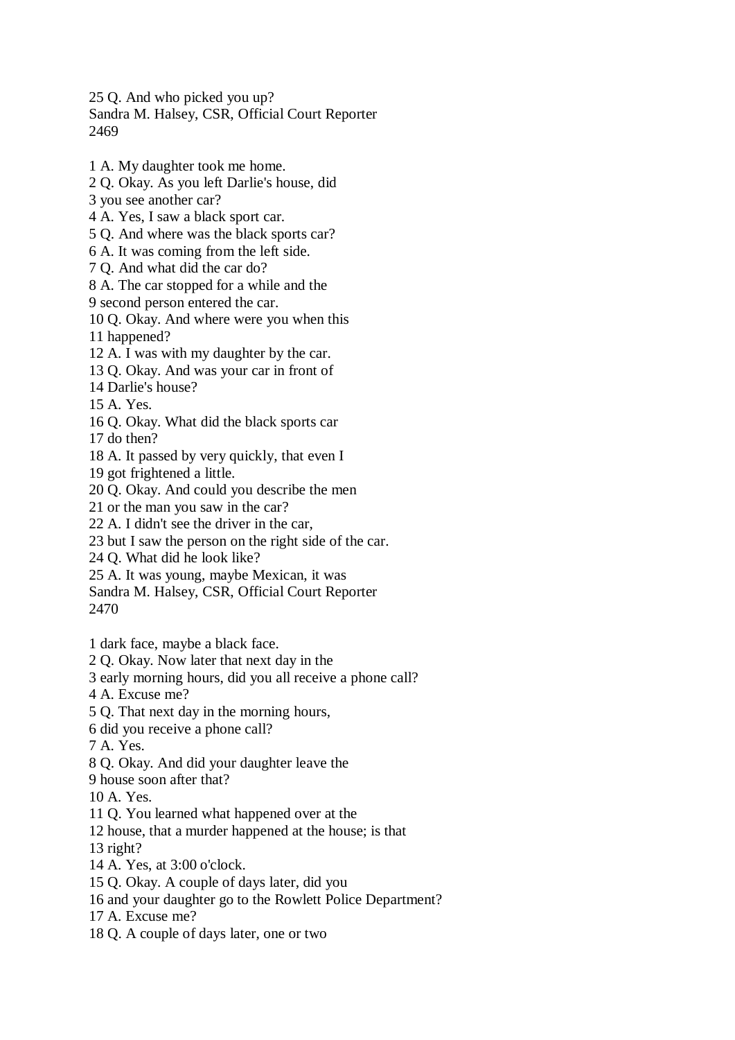25 Q. And who picked you up?

1 A. My daughter took me home.
2 Q. Okay. As you left Darlie's house, did
3 you see another car?
4 A. Yes, I saw a black sport car.
5 Q. And where was the black sports car?
6 A. It was coming from the left side.
7 Q. And what did the car do?
8 A. The car stopped for a while and the
9 second person entered the car.
10 Q. Okay. And where were you when this
11 happened?
12 A. I was with my daughter by the car.
13 Q. Okay. And was your car in front of
14 Darlie's house?
15 A. Yes.
16 Q. Okay. What did the black sports car
17 do then?
18 A. It passed by very quickly, that even I
19 got frightened a little.
20 Q. Okay. And could you describe the men
21 or the man you saw in the car?
22 A. I didn't see the driver in the car,
23 but I saw the person on the right side of the car.
24 Q. What did he look like?
25 A. It was young, maybe Mexican, it was

1 dark face, maybe a black face.
2 Q. Okay. Now later that next day in the
3 early morning hours, did you all receive a phone call?
4 A. Excuse me?
5 Q. That next day in the morning hours,
6 did you receive a phone call?
7 A. Yes.
8 Q. Okay. And did your daughter leave the
9 house soon after that?
10 A. Yes.
11 Q. You learned what happened over at the
12 house, that a murder happened at the house; is that
13 right?
14 A. Yes, at 3:00 o'clock.
15 Q. Okay. A couple of days later, did you
16 and your daughter go to the Rowlett Police Department?
17 A. Excuse me?
18 Q. A couple of days later, one or two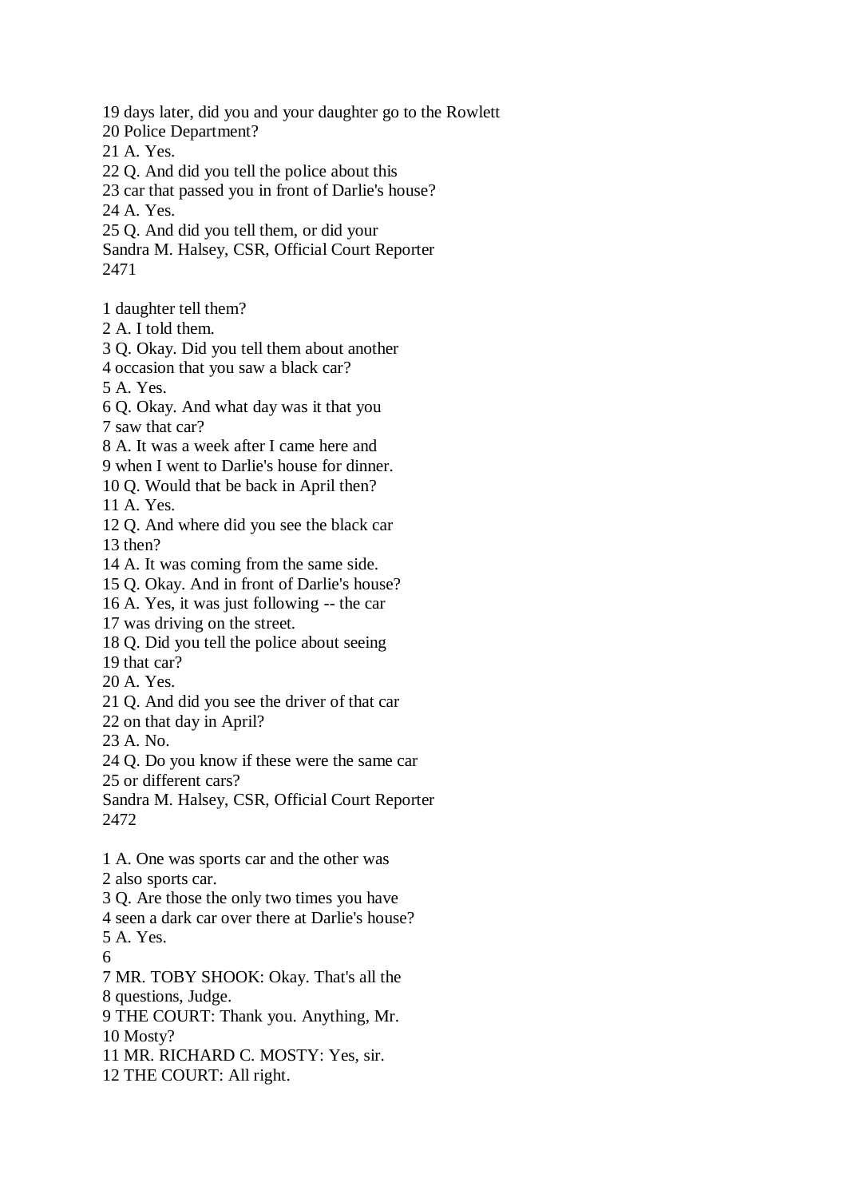19 days later, did you and your daughter go to the Rowlett
20 Police Department?
21 A. Yes.
22 Q. And did you tell the police about this
23 car that passed you in front of Darlie's house?
24 A. Yes.
25 Q. And did you tell them, or did your

1 daughter tell them?
2 A. I told them.
3 Q. Okay. Did you tell them about another
4 occasion that you saw a black car?
5 A. Yes.
6 Q. Okay. And what day was it that you
7 saw that car?
8 A. It was a week after I came here and
9 when I went to Darlie's house for dinner.
10 Q. Would that be back in April then?
11 A. Yes.
12 Q. And where did you see the black car
13 then?
14 A. It was coming from the same side.
15 Q. Okay. And in front of Darlie's house?
16 A. Yes, it was just following -- the car
17 was driving on the street.
18 Q. Did you tell the police about seeing
19 that car?
20 A. Yes.
21 Q. And did you see the driver of that car
22 on that day in April?
23 A. No.
24 Q. Do you know if these were the same car
25 or different cars?

1 A. One was sports car and the other was
2 also sports car.
3 Q. Are those the only two times you have
4 seen a dark car over there at Darlie's house?
5 A. Yes.
6
7 MR. TOBY SHOOK: Okay. That's all the
8 questions, Judge.
9 THE COURT: Thank you. Anything, Mr.
10 Mosty?
11 MR. RICHARD C. MOSTY: Yes, sir.
12 THE COURT: All right.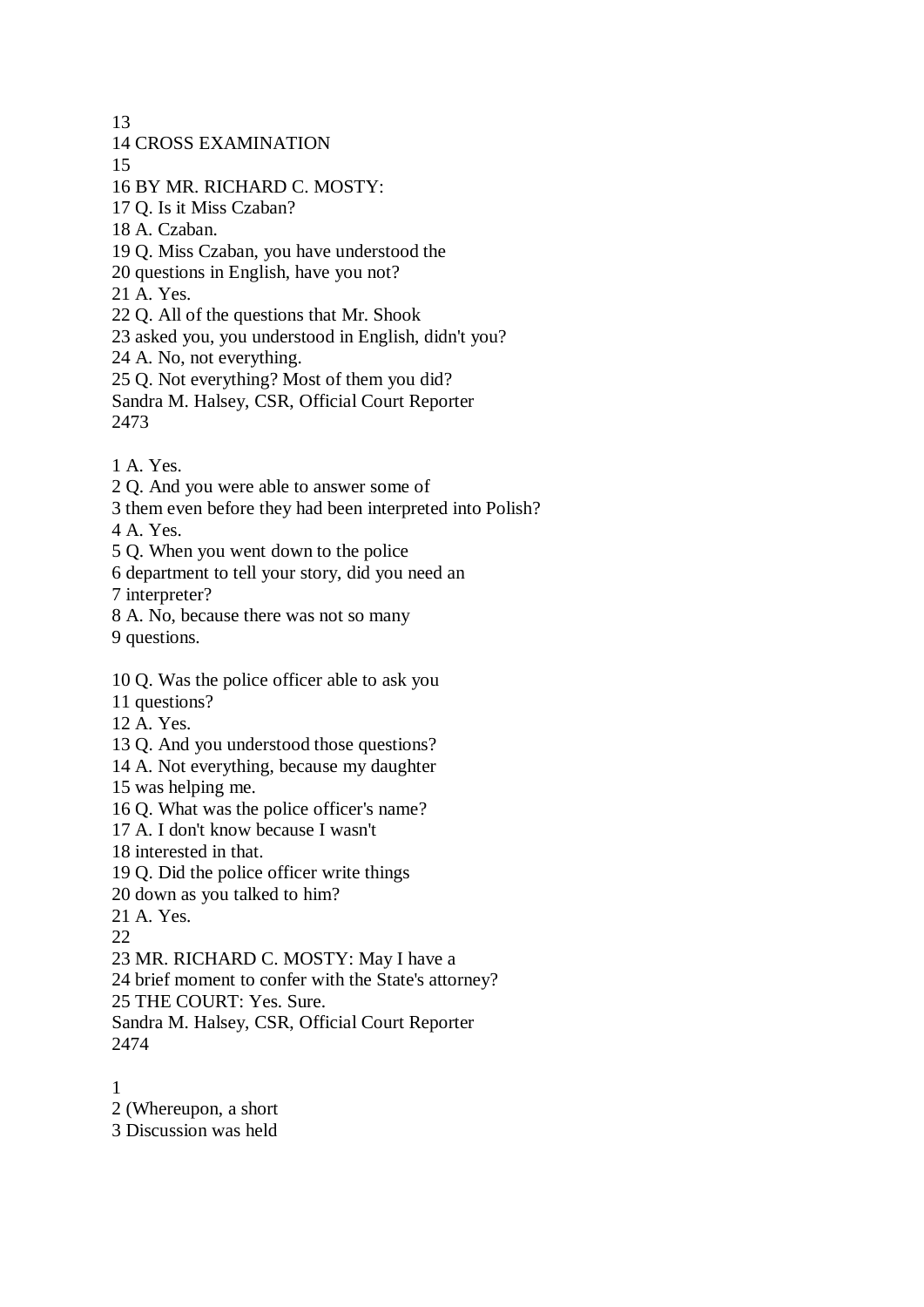13
14 CROSS EXAMINATION
15
16 BY MR. RICHARD C. MOSTY:
17 Q. Is it Miss Czaban?
18 A. Czaban.
19 Q. Miss Czaban, you have understood the
20 questions in English, have you not?
21 A. Yes.
22 Q. All of the questions that Mr. Shook
23 asked you, you understood in English, didn't you?
24 A. No, not everything.
25 Q. Not everything? Most of them you did?
Sandra M. Halsey, CSR, Official Court Reporter
2473

1 A. Yes.
2 Q. And you were able to answer some of
3 them even before they had been interpreted into Polish?
4 A. Yes.
5 Q. When you went down to the police
6 department to tell your story, did you need an
7 interpreter?
8 A. No, because there was not so many
9 questions.

10 Q. Was the police officer able to ask you
11 questions?
12 A. Yes.
13 Q. And you understood those questions?
14 A. Not everything, because my daughter
15 was helping me.
16 Q. What was the police officer's name?
17 A. I don't know because I wasn't
18 interested in that.
19 Q. Did the police officer write things
20 down as you talked to him?
21 A. Yes.
22
23 MR. RICHARD C. MOSTY: May I have a
24 brief moment to confer with the State's attorney?
25 THE COURT: Yes. Sure.
Sandra M. Halsey, CSR, Official Court Reporter
2474

1
2 (Whereupon, a short
3 Discussion was held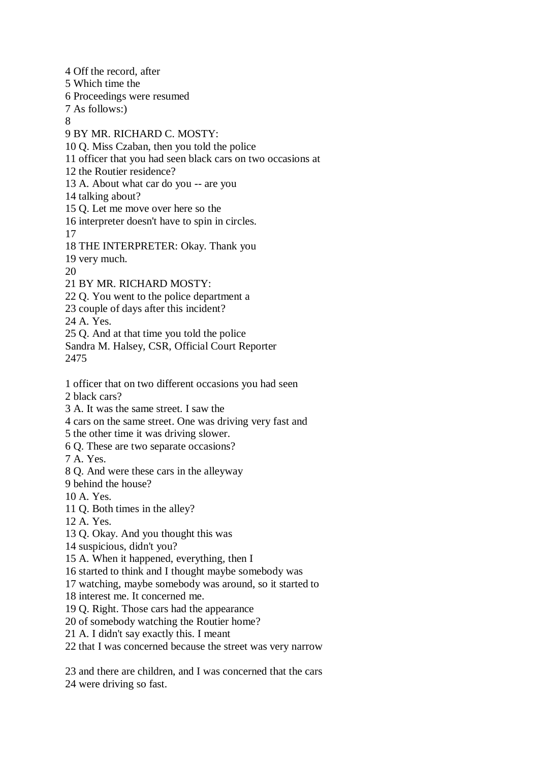4 Off the record, after
5 Which time the
6 Proceedings were resumed
7 As follows:)
8
9 BY MR. RICHARD C. MOSTY:
10 Q. Miss Czaban, then you told the police
11 officer that you had seen black cars on two occasions at
12 the Routier residence?
13 A. About what car do you -- are you
14 talking about?
15 Q. Let me move over here so the
16 interpreter doesn't have to spin in circles.
17
18 THE INTERPRETER: Okay. Thank you
19 very much.
20
21 BY MR. RICHARD MOSTY:
22 Q. You went to the police department a
23 couple of days after this incident?
24 A. Yes.
25 Q. And at that time you told the police
Sandra M. Halsey, CSR, Official Court Reporter

1 officer that on two different occasions you had seen
2 black cars?
3 A. It was the same street. I saw the
4 cars on the same street. One was driving very fast and
5 the other time it was driving slower.
6 Q. These are two separate occasions?
7 A. Yes.
8 Q. And were these cars in the alleyway
9 behind the house?
10 A. Yes.
11 Q. Both times in the alley?
12 A. Yes.
13 Q. Okay. And you thought this was
14 suspicious, didn't you?
15 A. When it happened, everything, then I
16 started to think and I thought maybe somebody was
17 watching, maybe somebody was around, so it started to
18 interest me. It concerned me.
19 Q. Right. Those cars had the appearance
20 of somebody watching the Routier home?
21 A. I didn't say exactly this. I meant
22 that I was concerned because the street was very narrow

23 and there are children, and I was concerned that the cars
24 were driving so fast.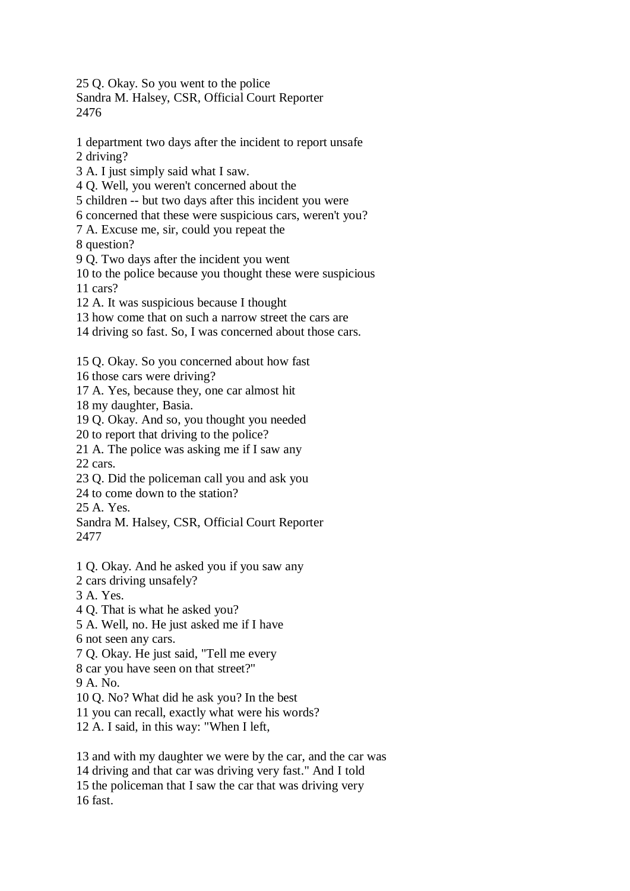25 Q. Okay. So you went to the police

1 department two days after the incident to report unsafe
2 driving?
3 A. I just simply said what I saw.
4 Q. Well, you weren't concerned about the
5 children -- but two days after this incident you were
6 concerned that these were suspicious cars, weren't you?
7 A. Excuse me, sir, could you repeat the
8 question?
9 Q. Two days after the incident you went
10 to the police because you thought these were suspicious
11 cars?
12 A. It was suspicious because I thought
13 how come that on such a narrow street the cars are
14 driving so fast. So, I was concerned about those cars.

15 Q. Okay. So you concerned about how fast
16 those cars were driving?
17 A. Yes, because they, one car almost hit
18 my daughter, Basia.
19 Q. Okay. And so, you thought you needed
20 to report that driving to the police?
21 A. The police was asking me if I saw any
22 cars.
23 Q. Did the policeman call you and ask you
24 to come down to the station?
25 A. Yes.

1 Q. Okay. And he asked you if you saw any
2 cars driving unsafely?
3 A. Yes.
4 Q. That is what he asked you?
5 A. Well, no. He just asked me if I have
6 not seen any cars.
7 Q. Okay. He just said, "Tell me every
8 car you have seen on that street?"
9 A. No.
10 Q. No? What did he ask you? In the best
11 you can recall, exactly what were his words?
12 A. I said, in this way: "When I left,

13 and with my daughter we were by the car, and the car was
14 driving and that car was driving very fast." And I told
15 the policeman that I saw the car that was driving very
16 fast.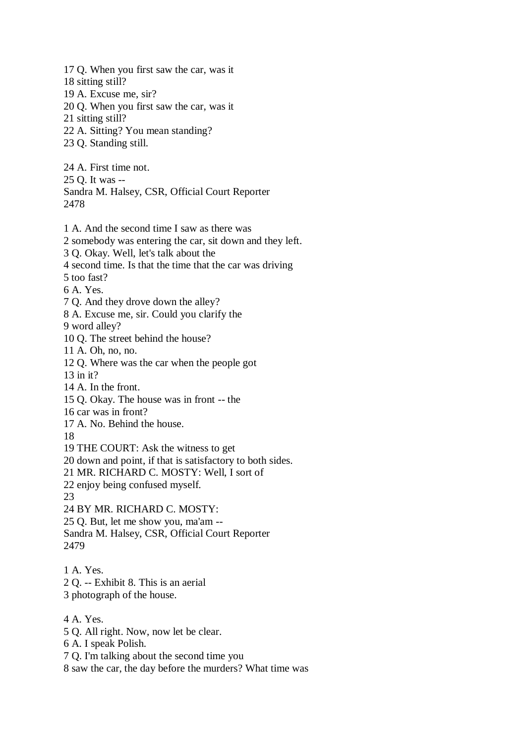17 Q. When you first saw the car, was it
18 sitting still?
19 A. Excuse me, sir?
20 Q. When you first saw the car, was it
21 sitting still?
22 A. Sitting? You mean standing?
23 Q. Standing still.

24 A. First time not.
25 Q. It was --
Sandra M. Halsey, CSR, Official Court Reporter
2478

1 A. And the second time I saw as there was
2 somebody was entering the car, sit down and they left.
3 Q. Okay. Well, let's talk about the
4 second time. Is that the time that the car was driving
5 too fast?
6 A. Yes.
7 Q. And they drove down the alley?
8 A. Excuse me, sir. Could you clarify the
9 word alley?
10 Q. The street behind the house?
11 A. Oh, no, no.
12 Q. Where was the car when the people got
13 in it?
14 A. In the front.
15 Q. Okay. The house was in front -- the
16 car was in front?
17 A. No. Behind the house.
18
19 THE COURT: Ask the witness to get
20 down and point, if that is satisfactory to both sides.
21 MR. RICHARD C. MOSTY: Well, I sort of
22 enjoy being confused myself.
23
24 BY MR. RICHARD C. MOSTY:
25 Q. But, let me show you, ma'am --
Sandra M. Halsey, CSR, Official Court Reporter
2479

1 A. Yes.
2 Q. -- Exhibit 8. This is an aerial
3 photograph of the house.

4 A. Yes.
5 Q. All right. Now, now let be clear.
6 A. I speak Polish.
7 Q. I'm talking about the second time you
8 saw the car, the day before the murders? What time was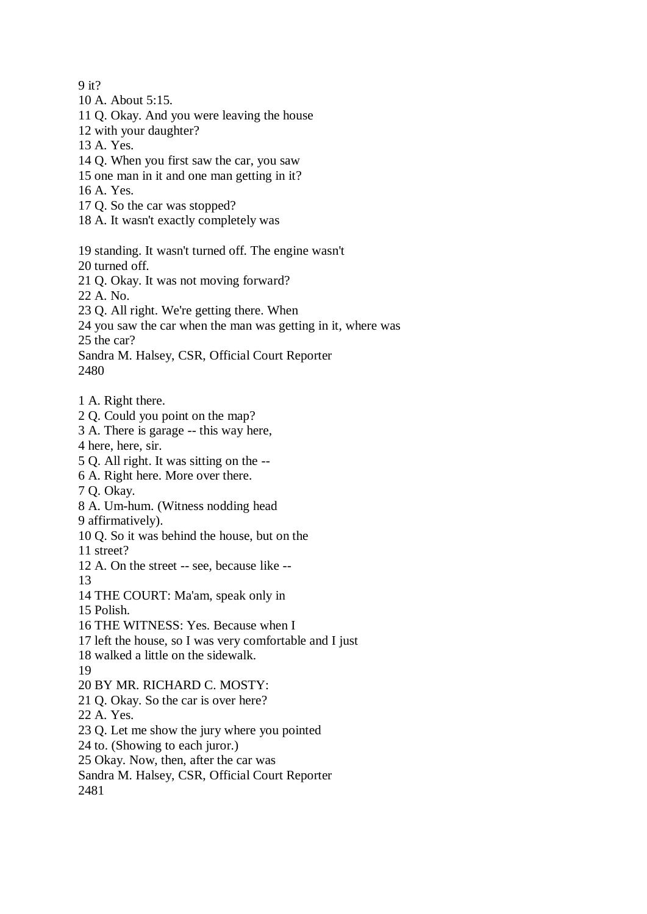9 it?
10 A. About 5:15.
11 Q. Okay. And you were leaving the house
12 with your daughter?
13 A. Yes.
14 Q. When you first saw the car, you saw
15 one man in it and one man getting in it?
16 A. Yes.
17 Q. So the car was stopped?
18 A. It wasn't exactly completely was

19 standing. It wasn't turned off. The engine wasn't
20 turned off.
21 Q. Okay. It was not moving forward?
22 A. No.
23 Q. All right. We're getting there. When
24 you saw the car when the man was getting in it, where was
25 the car?

1 A. Right there.
2 Q. Could you point on the map?
3 A. There is garage -- this way here,
4 here, here, sir.
5 Q. All right. It was sitting on the --
6 A. Right here. More over there.
7 Q. Okay.
8 A. Um-hum. (Witness nodding head
9 affirmatively).
10 Q. So it was behind the house, but on the
11 street?
12 A. On the street -- see, because like --
13
14 THE COURT: Ma'am, speak only in
15 Polish.
16 THE WITNESS: Yes. Because when I
17 left the house, so I was very comfortable and I just
18 walked a little on the sidewalk.
19
20 BY MR. RICHARD C. MOSTY:
21 Q. Okay. So the car is over here?
22 A. Yes.
23 Q. Let me show the jury where you pointed
24 to. (Showing to each juror.)
25 Okay. Now, then, after the car was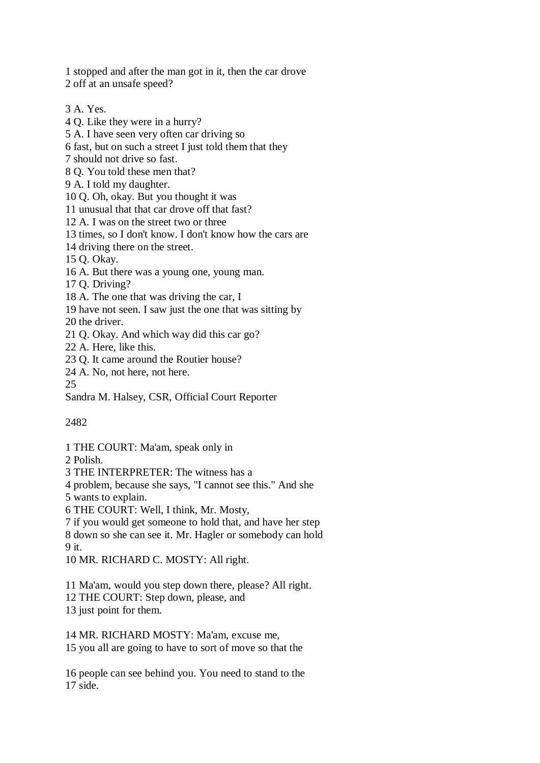1 stopped and after the man got in it, then the car drove
2 off at an unsafe speed?

3 A. Yes.
4 Q. Like they were in a hurry?
5 A. I have seen very often car driving so
6 fast, but on such a street I just told them that they
7 should not drive so fast.
8 Q. You told these men that?
9 A. I told my daughter.
10 Q. Oh, okay. But you thought it was
11 unusual that that car drove off that fast?
12 A. I was on the street two or three
13 times, so I don't know. I don't know how the cars are
14 driving there on the street.
15 Q. Okay.
16 A. But there was a young one, young man.
17 Q. Driving?
18 A. The one that was driving the car, I
19 have not seen. I saw just the one that was sitting by
20 the driver.
21 Q. Okay. And which way did this car go?
22 A. Here, like this.
23 Q. It came around the Routier house?
24 A. No, not here, not here.
25
Sandra M. Halsey, CSR, Official Court Reporter

2482

1 THE COURT: Ma'am, speak only in
2 Polish.
3 THE INTERPRETER: The witness has a
4 problem, because she says, "I cannot see this." And she
5 wants to explain.
6 THE COURT: Well, I think, Mr. Mosty,
7 if you would get someone to hold that, and have her step
8 down so she can see it. Mr. Hagler or somebody can hold
9 it.
10 MR. RICHARD C. MOSTY: All right.

11 Ma'am, would you step down there, please? All right.
12 THE COURT: Step down, please, and
13 just point for them.

14 MR. RICHARD MOSTY: Ma'am, excuse me,
15 you all are going to have to sort of move so that the

16 people can see behind you. You need to stand to the
17 side.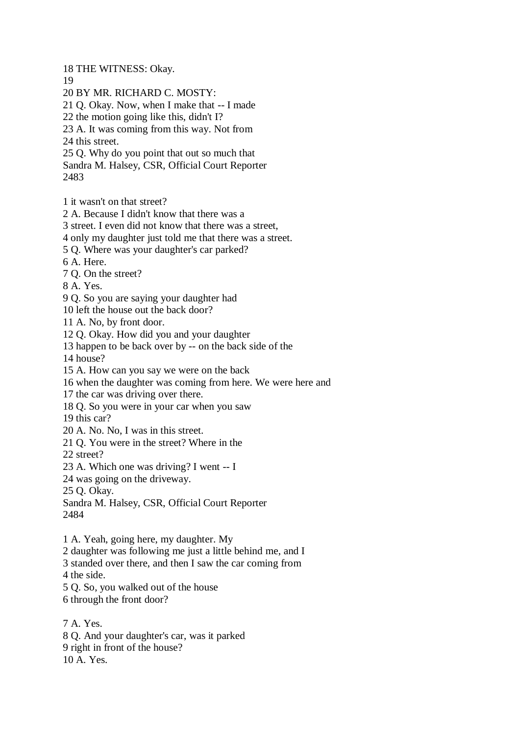18 THE WITNESS: Okay.
19
20 BY MR. RICHARD C. MOSTY:
21 Q. Okay. Now, when I make that -- I made
22 the motion going like this, didn't I?
23 A. It was coming from this way. Not from
24 this street.
25 Q. Why do you point that out so much that

1 it wasn't on that street?
2 A. Because I didn't know that there was a
3 street. I even did not know that there was a street,
4 only my daughter just told me that there was a street.
5 Q. Where was your daughter's car parked?
6 A. Here.
7 Q. On the street?
8 A. Yes.
9 Q. So you are saying your daughter had
10 left the house out the back door?
11 A. No, by front door.
12 Q. Okay. How did you and your daughter
13 happen to be back over by -- on the back side of the
14 house?
15 A. How can you say we were on the back
16 when the daughter was coming from here. We were here and
17 the car was driving over there.
18 Q. So you were in your car when you saw
19 this car?
20 A. No. No, I was in this street.
21 Q. You were in the street? Where in the
22 street?
23 A. Which one was driving? I went -- I
24 was going on the driveway.
25 Q. Okay.

1 A. Yeah, going here, my daughter. My
2 daughter was following me just a little behind me, and I
3 standed over there, and then I saw the car coming from
4 the side.
5 Q. So, you walked out of the house
6 through the front door?

7 A. Yes.
8 Q. And your daughter's car, was it parked
9 right in front of the house?
10 A. Yes.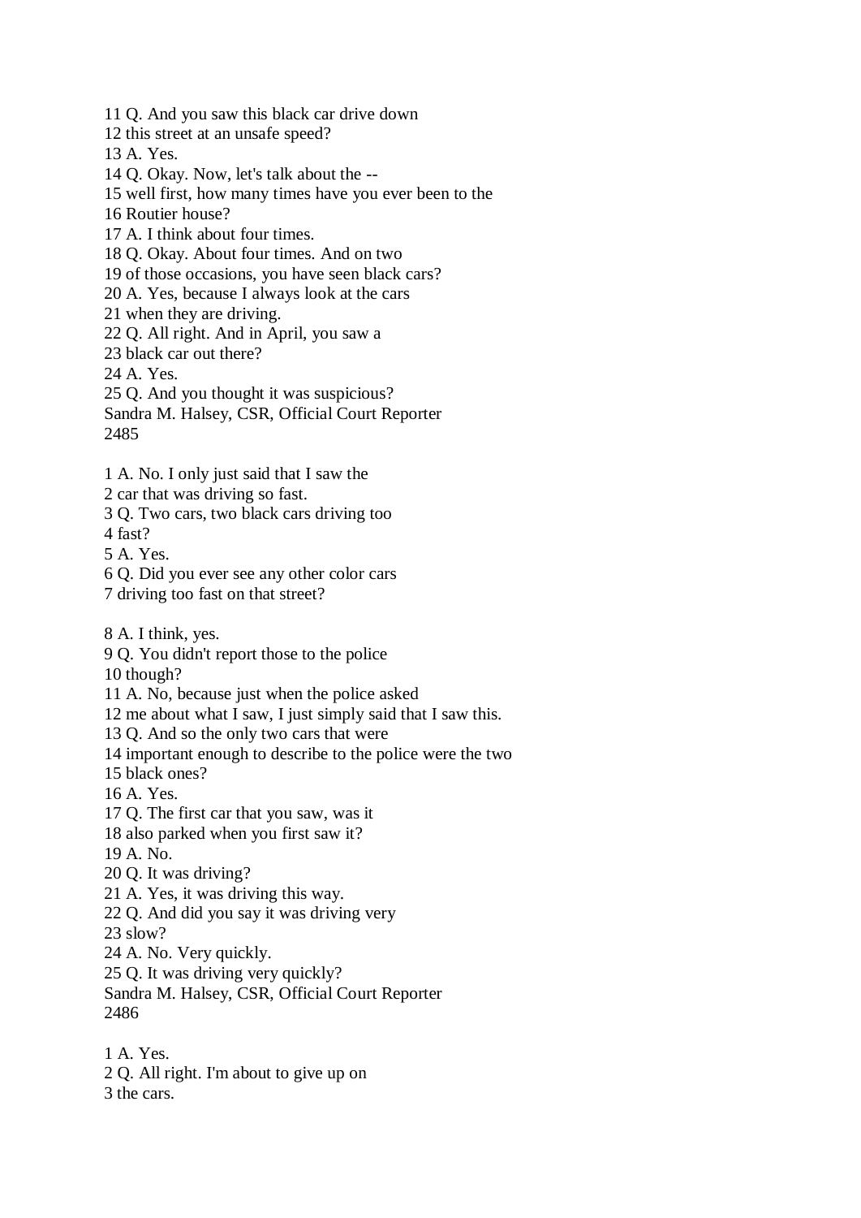11 Q. And you saw this black car drive down
12 this street at an unsafe speed?
13 A. Yes.
14 Q. Okay. Now, let's talk about the --
15 well first, how many times have you ever been to the
16 Routier house?
17 A. I think about four times.
18 Q. Okay. About four times. And on two
19 of those occasions, you have seen black cars?
20 A. Yes, because I always look at the cars
21 when they are driving.
22 Q. All right. And in April, you saw a
23 black car out there?
24 A. Yes.
25 Q. And you thought it was suspicious?

1 A. No. I only just said that I saw the
2 car that was driving so fast.
3 Q. Two cars, two black cars driving too
4 fast?
5 A. Yes.
6 Q. Did you ever see any other color cars
7 driving too fast on that street?

8 A. I think, yes.
9 Q. You didn't report those to the police
10 though?
11 A. No, because just when the police asked
12 me about what I saw, I just simply said that I saw this.
13 Q. And so the only two cars that were
14 important enough to describe to the police were the two
15 black ones?
16 A. Yes.
17 Q. The first car that you saw, was it
18 also parked when you first saw it?
19 A. No.
20 Q. It was driving?
21 A. Yes, it was driving this way.
22 Q. And did you say it was driving very
23 slow?
24 A. No. Very quickly.
25 Q. It was driving very quickly?

1 A. Yes.
2 Q. All right. I'm about to give up on
3 the cars.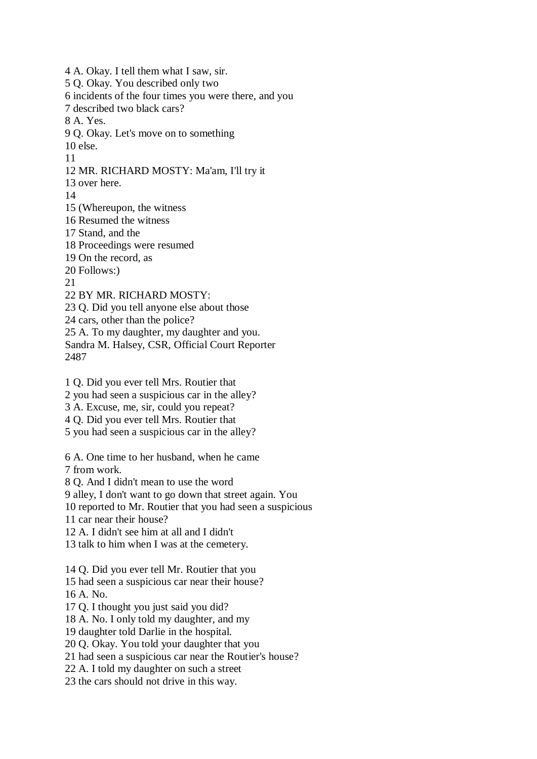4 A. Okay. I tell them what I saw, sir.
5 Q. Okay. You described only two
6 incidents of the four times you were there, and you
7 described two black cars?
8 A. Yes.
9 Q. Okay. Let's move on to something
10 else.
11
12 MR. RICHARD MOSTY: Ma'am, I'll try it
13 over here.
14
15 (Whereupon, the witness
16 Resumed the witness
17 Stand, and the
18 Proceedings were resumed
19 On the record, as
20 Follows:)
21
22 BY MR. RICHARD MOSTY:
23 Q. Did you tell anyone else about those
24 cars, other than the police?
25 A. To my daughter, my daughter and you.
Sandra M. Halsey, CSR, Official Court Reporter
2487

1 Q. Did you ever tell Mrs. Routier that
2 you had seen a suspicious car in the alley?
3 A. Excuse, me, sir, could you repeat?
4 Q. Did you ever tell Mrs. Routier that
5 you had seen a suspicious car in the alley?

6 A. One time to her husband, when he came
7 from work.
8 Q. And I didn't mean to use the word
9 alley, I don't want to go down that street again. You
10 reported to Mr. Routier that you had seen a suspicious
11 car near their house?
12 A. I didn't see him at all and I didn't
13 talk to him when I was at the cemetery.

14 Q. Did you ever tell Mr. Routier that you
15 had seen a suspicious car near their house?
16 A. No.
17 Q. I thought you just said you did?
18 A. No. I only told my daughter, and my
19 daughter told Darlie in the hospital.
20 Q. Okay. You told your daughter that you
21 had seen a suspicious car near the Routier's house?
22 A. I told my daughter on such a street
23 the cars should not drive in this way.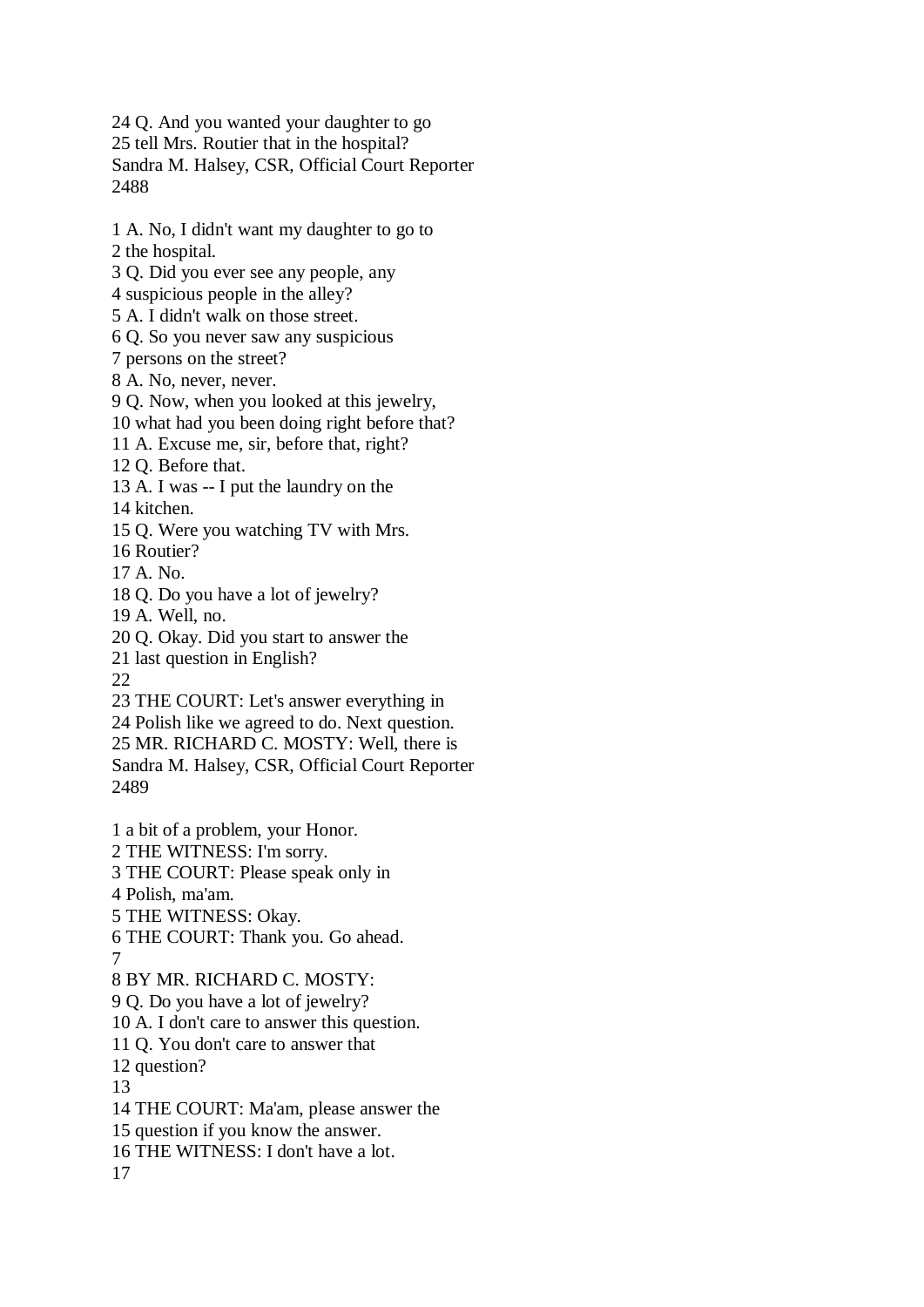24 Q. And you wanted your daughter to go
25 tell Mrs. Routier that in the hospital?

1 A. No, I didn't want my daughter to go to
2 the hospital.
3 Q. Did you ever see any people, any
4 suspicious people in the alley?
5 A. I didn't walk on those street.
6 Q. So you never saw any suspicious
7 persons on the street?
8 A. No, never, never.
9 Q. Now, when you looked at this jewelry,
10 what had you been doing right before that?
11 A. Excuse me, sir, before that, right?
12 Q. Before that.
13 A. I was -- I put the laundry on the
14 kitchen.
15 Q. Were you watching TV with Mrs.
16 Routier?
17 A. No.
18 Q. Do you have a lot of jewelry?
19 A. Well, no.
20 Q. Okay. Did you start to answer the
21 last question in English?
22
23 THE COURT: Let's answer everything in
24 Polish like we agreed to do. Next question.
25 MR. RICHARD C. MOSTY: Well, there is

1 a bit of a problem, your Honor.
2 THE WITNESS: I'm sorry.
3 THE COURT: Please speak only in
4 Polish, ma'am.
5 THE WITNESS: Okay.
6 THE COURT: Thank you. Go ahead.
7
8 BY MR. RICHARD C. MOSTY:
9 Q. Do you have a lot of jewelry?
10 A. I don't care to answer this question.
11 Q. You don't care to answer that
12 question?
13
14 THE COURT: Ma'am, please answer the
15 question if you know the answer.
16 THE WITNESS: I don't have a lot.
17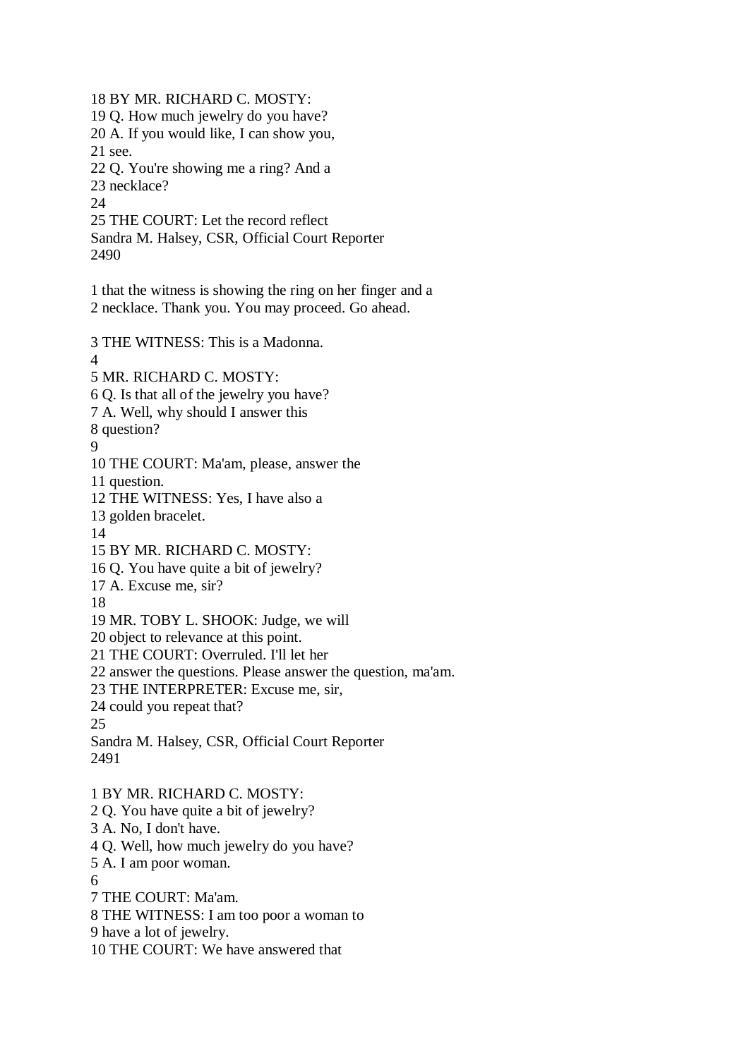18 BY MR. RICHARD C. MOSTY:
19 Q. How much jewelry do you have?
20 A. If you would like, I can show you,
21 see.
22 Q. You're showing me a ring? And a
23 necklace?
24
25 THE COURT: Let the record reflect

1 that the witness is showing the ring on her finger and a
2 necklace. Thank you. You may proceed. Go ahead.

3 THE WITNESS: This is a Madonna.
4
5 MR. RICHARD C. MOSTY:
6 Q. Is that all of the jewelry you have?
7 A. Well, why should I answer this
8 question?
9
10 THE COURT: Ma'am, please, answer the
11 question.
12 THE WITNESS: Yes, I have also a
13 golden bracelet.
14
15 BY MR. RICHARD C. MOSTY:
16 Q. You have quite a bit of jewelry?
17 A. Excuse me, sir?
18
19 MR. TOBY L. SHOOK: Judge, we will
20 object to relevance at this point.
21 THE COURT: Overruled. I'll let her
22 answer the questions. Please answer the question, ma'am.
23 THE INTERPRETER: Excuse me, sir,
24 could you repeat that?
25

1 BY MR. RICHARD C. MOSTY:
2 Q. You have quite a bit of jewelry?
3 A. No, I don't have.
4 Q. Well, how much jewelry do you have?
5 A. I am poor woman.
6
7 THE COURT: Ma'am.
8 THE WITNESS: I am too poor a woman to
9 have a lot of jewelry.
10 THE COURT: We have answered that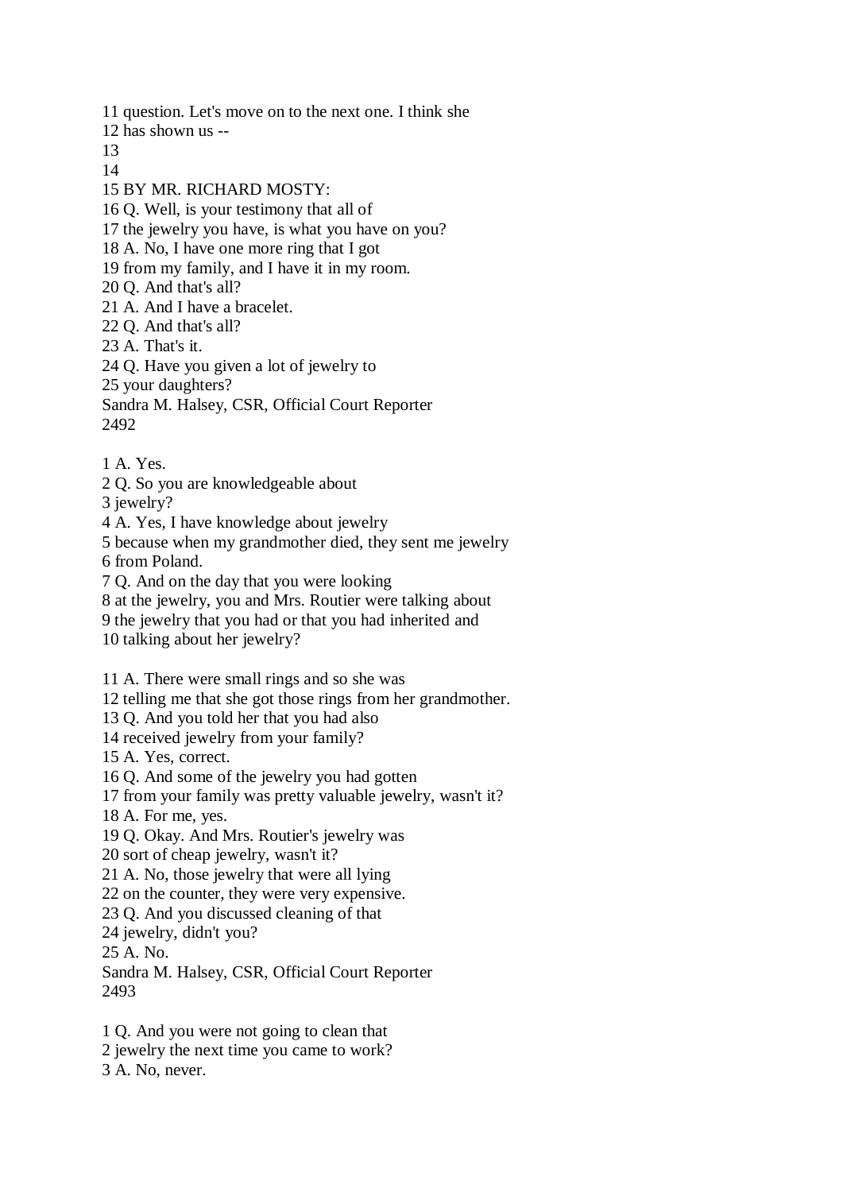11 question. Let's move on to the next one. I think she
12 has shown us --
13
14
15 BY MR. RICHARD MOSTY:
16 Q. Well, is your testimony that all of
17 the jewelry you have, is what you have on you?
18 A. No, I have one more ring that I got
19 from my family, and I have it in my room.
20 Q. And that's all?
21 A. And I have a bracelet.
22 Q. And that's all?
23 A. That's it.
24 Q. Have you given a lot of jewelry to
25 your daughters?
Sandra M. Halsey, CSR, Official Court Reporter
2492

1 A. Yes.
2 Q. So you are knowledgeable about
3 jewelry?
4 A. Yes, I have knowledge about jewelry
5 because when my grandmother died, they sent me jewelry
6 from Poland.
7 Q. And on the day that you were looking
8 at the jewelry, you and Mrs. Routier were talking about
9 the jewelry that you had or that you had inherited and
10 talking about her jewelry?

11 A. There were small rings and so she was
12 telling me that she got those rings from her grandmother.
13 Q. And you told her that you had also
14 received jewelry from your family?
15 A. Yes, correct.
16 Q. And some of the jewelry you had gotten
17 from your family was pretty valuable jewelry, wasn't it?
18 A. For me, yes.
19 Q. Okay. And Mrs. Routier's jewelry was
20 sort of cheap jewelry, wasn't it?
21 A. No, those jewelry that were all lying
22 on the counter, they were very expensive.
23 Q. And you discussed cleaning of that
24 jewelry, didn't you?
25 A. No.
Sandra M. Halsey, CSR, Official Court Reporter
2493

1 Q. And you were not going to clean that
2 jewelry the next time you came to work?
3 A. No, never.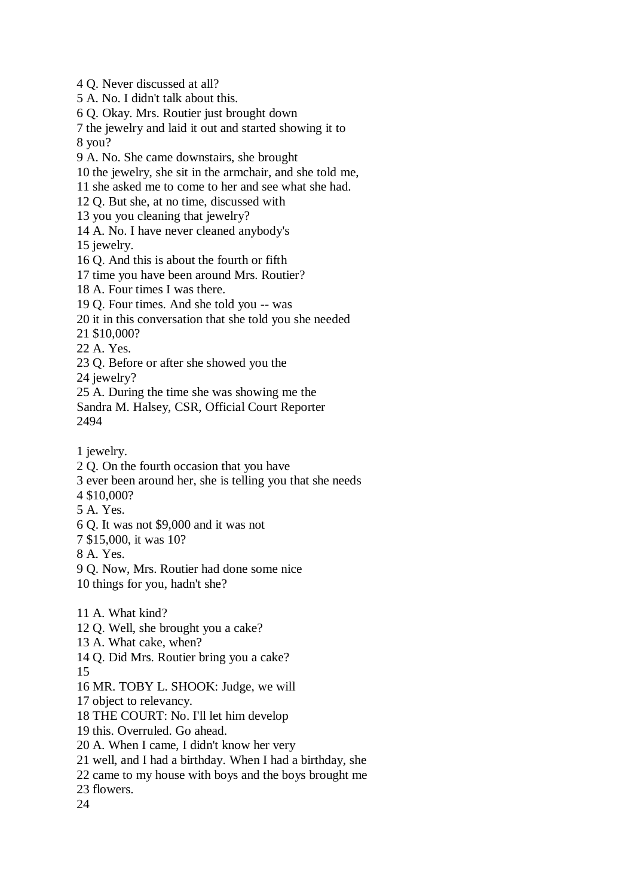4 Q. Never discussed at all?
5 A. No. I didn't talk about this.
6 Q. Okay. Mrs. Routier just brought down
7 the jewelry and laid it out and started showing it to
8 you?
9 A. No. She came downstairs, she brought
10 the jewelry, she sit in the armchair, and she told me,
11 she asked me to come to her and see what she had.
12 Q. But she, at no time, discussed with
13 you you cleaning that jewelry?
14 A. No. I have never cleaned anybody's
15 jewelry.
16 Q. And this is about the fourth or fifth
17 time you have been around Mrs. Routier?
18 A. Four times I was there.
19 Q. Four times. And she told you -- was
20 it in this conversation that she told you she needed
21 $10,000?
22 A. Yes.
23 Q. Before or after she showed you the
24 jewelry?
25 A. During the time she was showing me the
Sandra M. Halsey, CSR, Official Court Reporter
2494

1 jewelry.
2 Q. On the fourth occasion that you have
3 ever been around her, she is telling you that she needs
4 $10,000?
5 A. Yes.
6 Q. It was not $9,000 and it was not
7 $15,000, it was 10?
8 A. Yes.
9 Q. Now, Mrs. Routier had done some nice
10 things for you, hadn't she?

11 A. What kind?
12 Q. Well, she brought you a cake?
13 A. What cake, when?
14 Q. Did Mrs. Routier bring you a cake?
15
16 MR. TOBY L. SHOOK: Judge, we will
17 object to relevancy.
18 THE COURT: No. I'll let him develop
19 this. Overruled. Go ahead.
20 A. When I came, I didn't know her very
21 well, and I had a birthday. When I had a birthday, she
22 came to my house with boys and the boys brought me
23 flowers.
24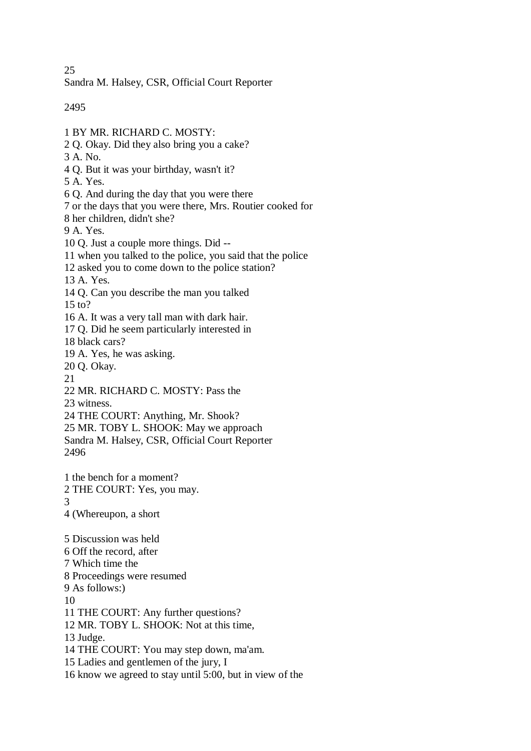1 BY MR. RICHARD C. MOSTY:
2 Q. Okay. Did they also bring you a cake?
3 A. No.
4 Q. But it was your birthday, wasn't it?
5 A. Yes.
6 Q. And during the day that you were there
7 or the days that you were there, Mrs. Routier cooked for
8 her children, didn't she?
9 A. Yes.
10 Q. Just a couple more things. Did --
11 when you talked to the police, you said that the police
12 asked you to come down to the police station?
13 A. Yes.
14 Q. Can you describe the man you talked
15 to?
16 A. It was a very tall man with dark hair.
17 Q. Did he seem particularly interested in
18 black cars?
19 A. Yes, he was asking.
20 Q. Okay.
21
22 MR. RICHARD C. MOSTY: Pass the
23 witness.
24 THE COURT: Anything, Mr. Shook?
25 MR. TOBY L. SHOOK: May we approach

1 the bench for a moment?
2 THE COURT: Yes, you may.
3
4 (Whereupon, a short

5 Discussion was held
6 Off the record, after
7 Which time the
8 Proceedings were resumed
9 As follows:)
10
11 THE COURT: Any further questions?
12 MR. TOBY L. SHOOK: Not at this time,
13 Judge.
14 THE COURT: You may step down, ma'am.
15 Ladies and gentlemen of the jury, I
16 know we agreed to stay until 5:00, but in view of the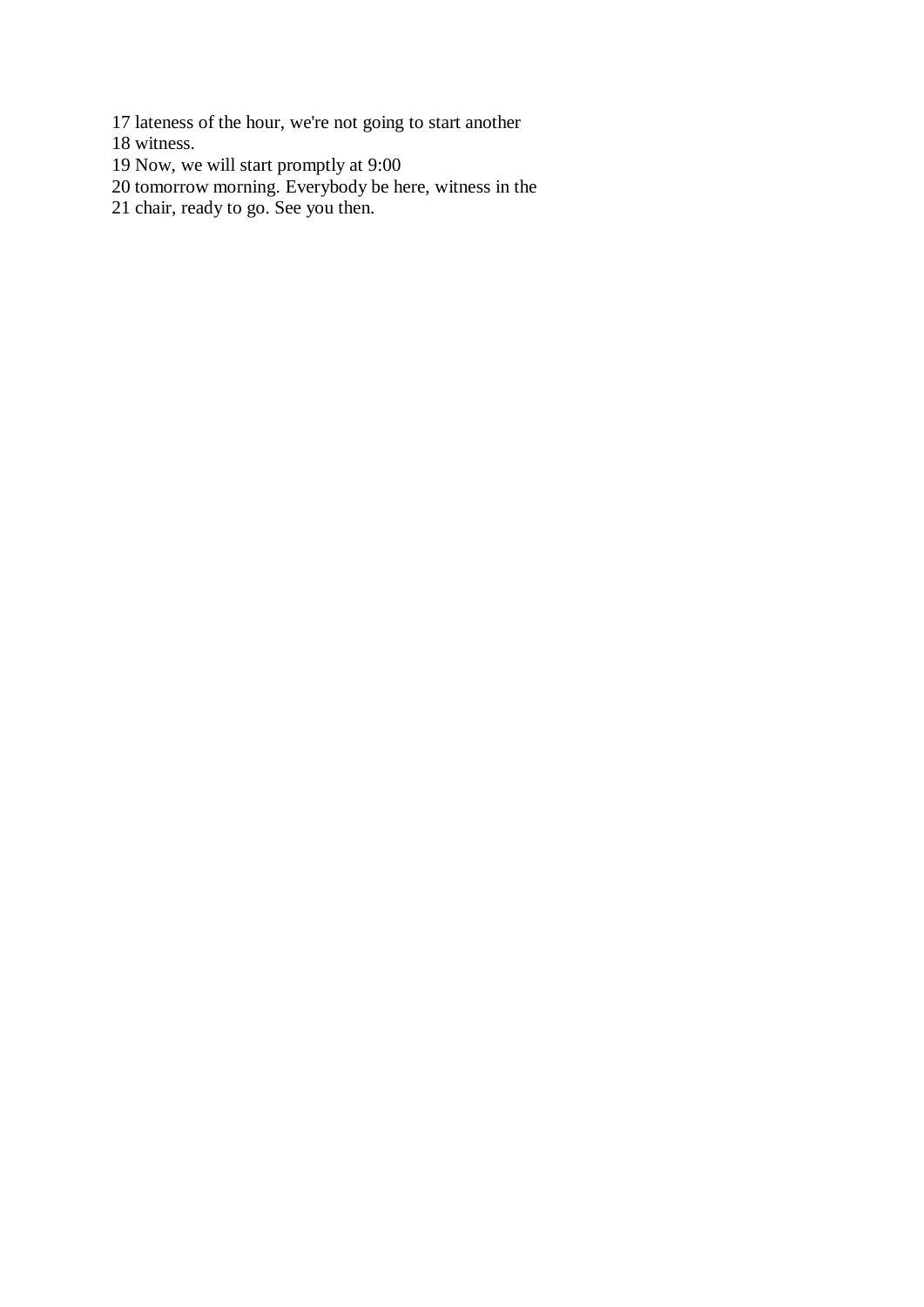17 lateness of the hour, we're not going to start another
18 witness.
19 Now, we will start promptly at 9:00
20 tomorrow morning. Everybody be here, witness in the
21 chair, ready to go. See you then.